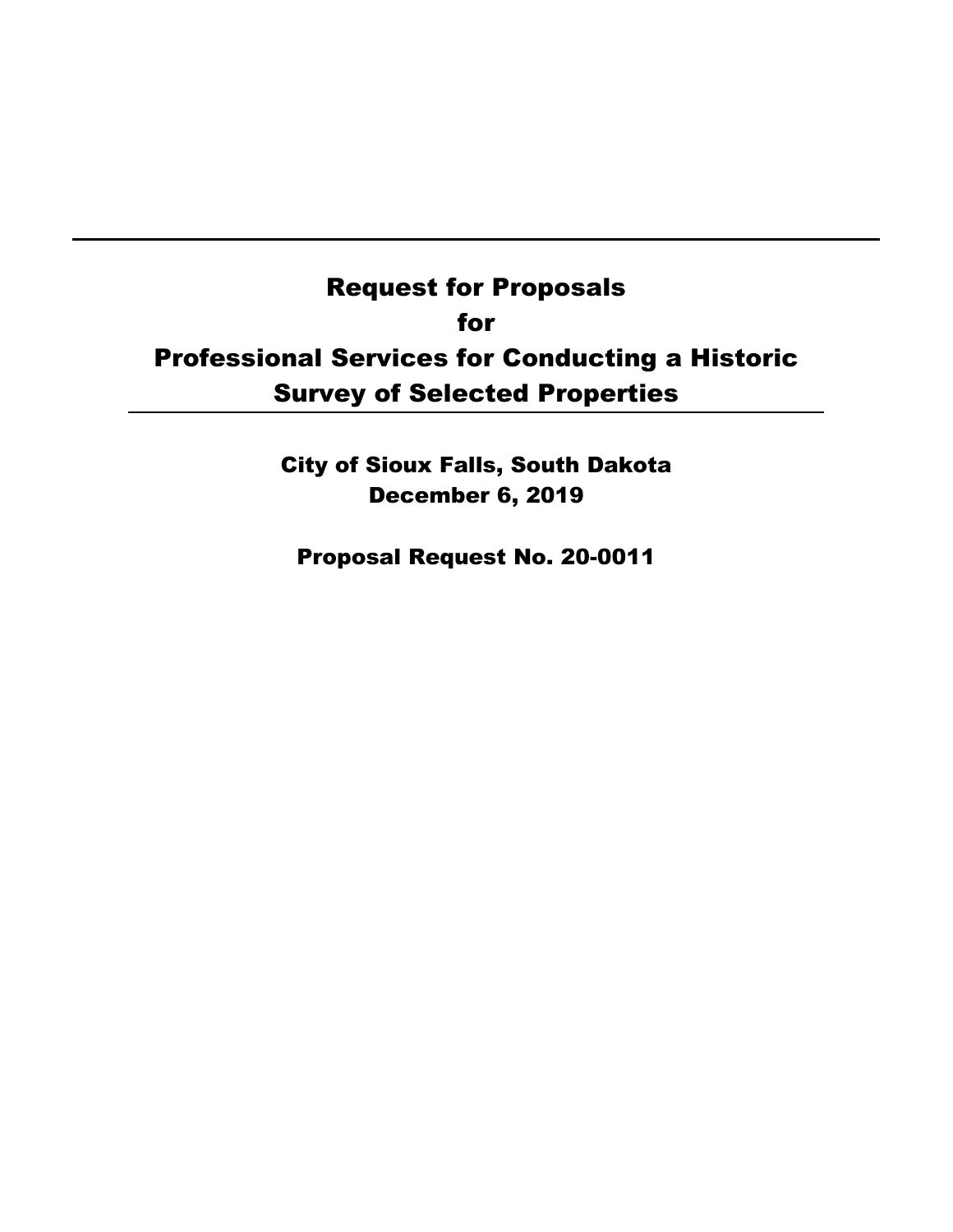# Request for Proposals for Professional Services for Conducting a Historic Survey of Selected Properties

**City of Sioux Falls, South Dakota**
**December 6, 2019**

**Proposal Request No. 20-0011**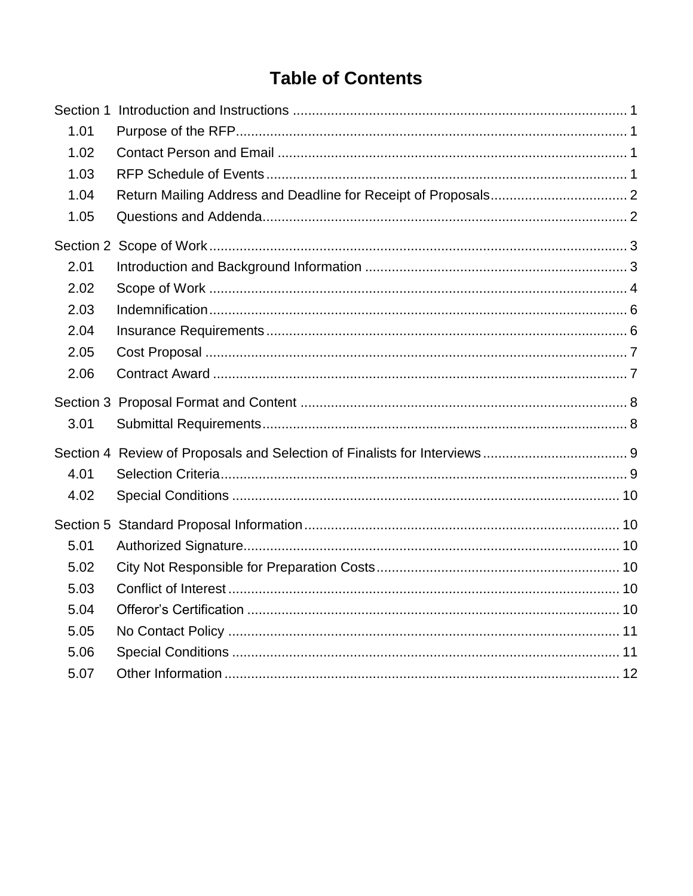# Table of Contents

Section 1 Introduction and Instructions ........................................................................................ 1
- 1.01 Purpose of the RFP ........................................................................................ 1
- 1.02 Contact Person and Email ........................................................................................ 1
- 1.03 RFP Schedule of Events ........................................................................................ 1
- 1.04 Return Mailing Address and Deadline for Receipt of Proposals ........................................ 2
- 1.05 Questions and Addenda ........................................................................................ 2

Section 2 Scope of Work ........................................................................................ 3
- 2.01 Introduction and Background Information ........................................................................ 3
- 2.02 Scope of Work ........................................................................................ 4
- 2.03 Indemnification ........................................................................................ 6
- 2.04 Insurance Requirements ........................................................................................ 6
- 2.05 Cost Proposal ........................................................................................ 7
- 2.06 Contract Award ........................................................................................ 7

Section 3 Proposal Format and Content ........................................................................................ 8
- 3.01 Submittal Requirements ........................................................................................ 8

Section 4 Review of Proposals and Selection of Finalists for Interviews ........................................ 9
- 4.01 Selection Criteria ........................................................................................ 9
- 4.02 Special Conditions ........................................................................................ 10

Section 5 Standard Proposal Information ........................................................................................ 10
- 5.01 Authorized Signature ........................................................................................ 10
- 5.02 City Not Responsible for Preparation Costs ........................................................ 10
- 5.03 Conflict of Interest ........................................................................................ 10
- 5.04 Offeror's Certification ........................................................................................ 10
- 5.05 No Contact Policy ........................................................................................ 11
- 5.06 Special Conditions ........................................................................................ 11
- 5.07 Other Information ........................................................................................ 12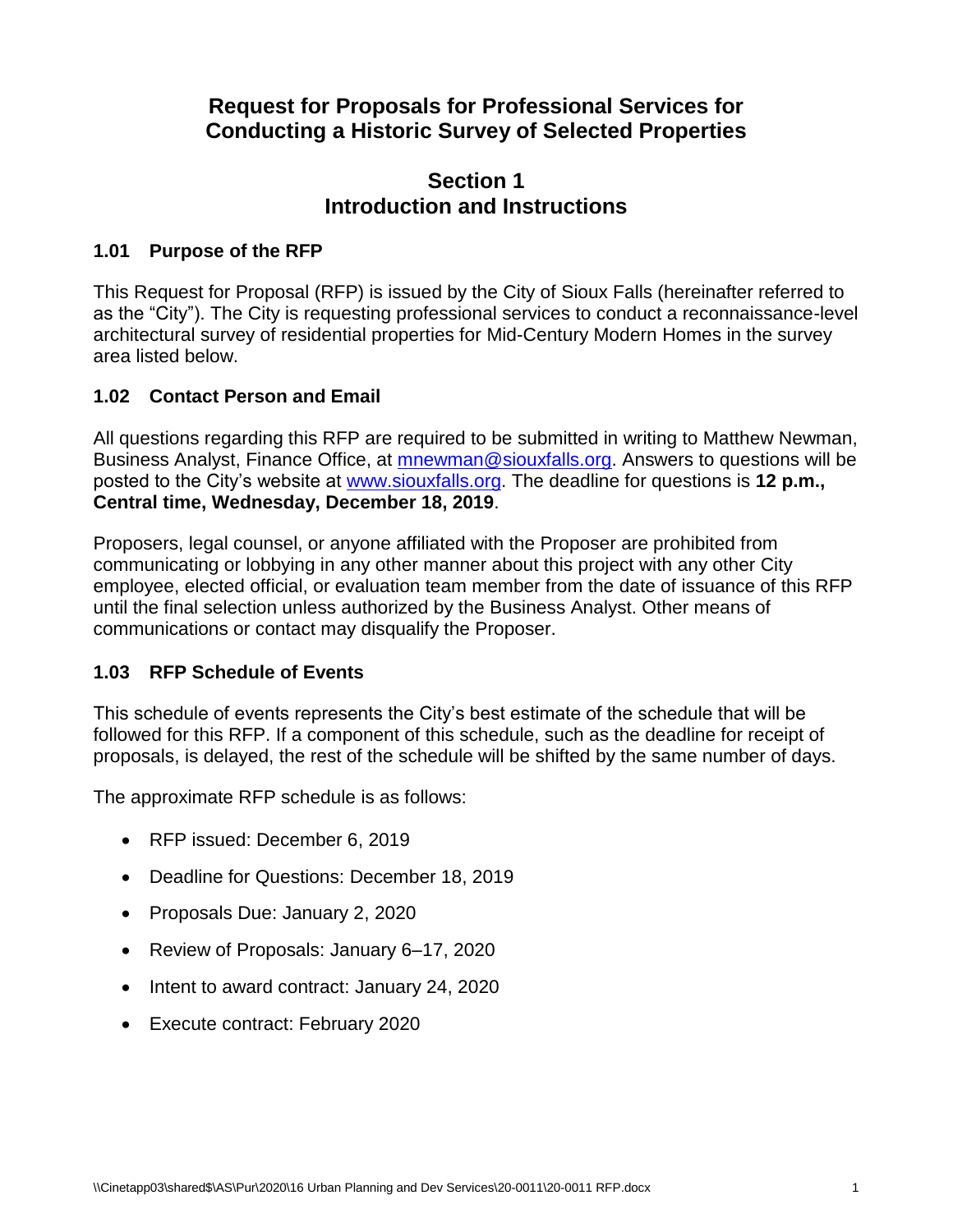# Request for Proposals for Professional Services for Conducting a Historic Survey of Selected Properties

## Section 1
## Introduction and Instructions

### 1.01 Purpose of the RFP

This Request for Proposal (RFP) is issued by the City of Sioux Falls (hereinafter referred to as the "City"). The City is requesting professional services to conduct a reconnaissance-level architectural survey of residential properties for Mid-Century Modern Homes in the survey area listed below.

### 1.02 Contact Person and Email

All questions regarding this RFP are required to be submitted in writing to Matthew Newman, Business Analyst, Finance Office, at mnewman@siouxfalls.org. Answers to questions will be posted to the City's website at www.siouxfalls.org. The deadline for questions is **12 p.m., Central time, Wednesday, December 18, 2019**.

Proposers, legal counsel, or anyone affiliated with the Proposer are prohibited from communicating or lobbying in any other manner about this project with any other City employee, elected official, or evaluation team member from the date of issuance of this RFP until the final selection unless authorized by the Business Analyst. Other means of communications or contact may disqualify the Proposer.

### 1.03 RFP Schedule of Events

This schedule of events represents the City's best estimate of the schedule that will be followed for this RFP. If a component of this schedule, such as the deadline for receipt of proposals, is delayed, the rest of the schedule will be shifted by the same number of days.

The approximate RFP schedule is as follows:

- RFP issued: December 6, 2019
- Deadline for Questions: December 18, 2019
- Proposals Due: January 2, 2020
- Review of Proposals: January 6–17, 2020
- Intent to award contract: January 24, 2020
- Execute contract: February 2020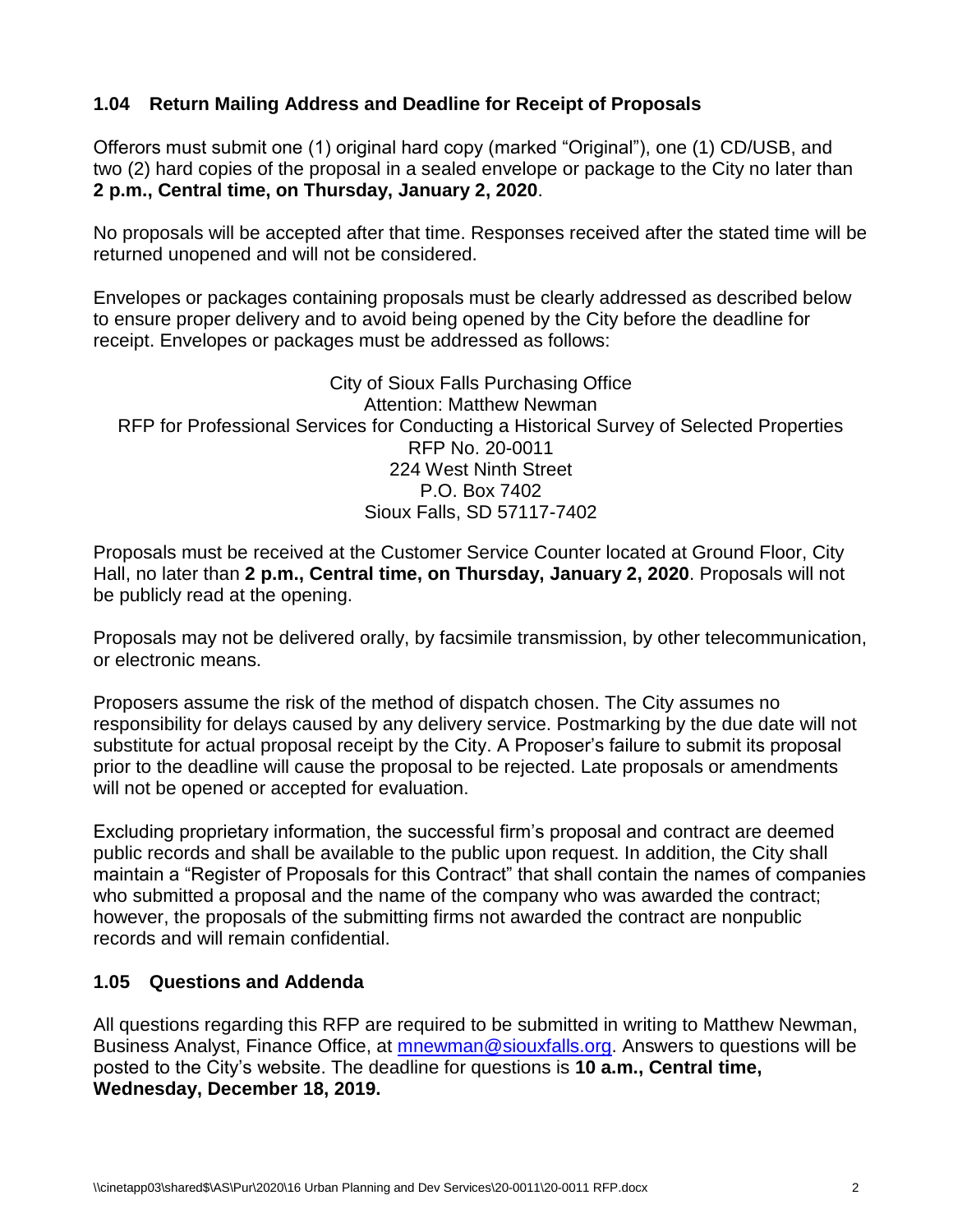### 1.04 Return Mailing Address and Deadline for Receipt of Proposals

Offerors must submit one (1) original hard copy (marked "Original"), one (1) CD/USB, and two (2) hard copies of the proposal in a sealed envelope or package to the City no later than **2 p.m., Central time, on Thursday, January 2, 2020**.

No proposals will be accepted after that time. Responses received after the stated time will be returned unopened and will not be considered.

Envelopes or packages containing proposals must be clearly addressed as described below to ensure proper delivery and to avoid being opened by the City before the deadline for receipt. Envelopes or packages must be addressed as follows:

City of Sioux Falls Purchasing Office
Attention: Matthew Newman
RFP for Professional Services for Conducting a Historical Survey of Selected Properties
RFP No. 20-0011
224 West Ninth Street
P.O. Box 7402
Sioux Falls, SD 57117-7402

Proposals must be received at the Customer Service Counter located at Ground Floor, City Hall, no later than **2 p.m., Central time, on Thursday, January 2, 2020**. Proposals will not be publicly read at the opening.

Proposals may not be delivered orally, by facsimile transmission, by other telecommunication, or electronic means.

Proposers assume the risk of the method of dispatch chosen. The City assumes no responsibility for delays caused by any delivery service. Postmarking by the due date will not substitute for actual proposal receipt by the City. A Proposer's failure to submit its proposal prior to the deadline will cause the proposal to be rejected. Late proposals or amendments will not be opened or accepted for evaluation.

Excluding proprietary information, the successful firm's proposal and contract are deemed public records and shall be available to the public upon request. In addition, the City shall maintain a "Register of Proposals for this Contract" that shall contain the names of companies who submitted a proposal and the name of the company who was awarded the contract; however, the proposals of the submitting firms not awarded the contract are nonpublic records and will remain confidential.

### 1.05 Questions and Addenda

All questions regarding this RFP are required to be submitted in writing to Matthew Newman, Business Analyst, Finance Office, at mnewman@siouxfalls.org. Answers to questions will be posted to the City's website. The deadline for questions is **10 a.m., Central time, Wednesday, December 18, 2019.**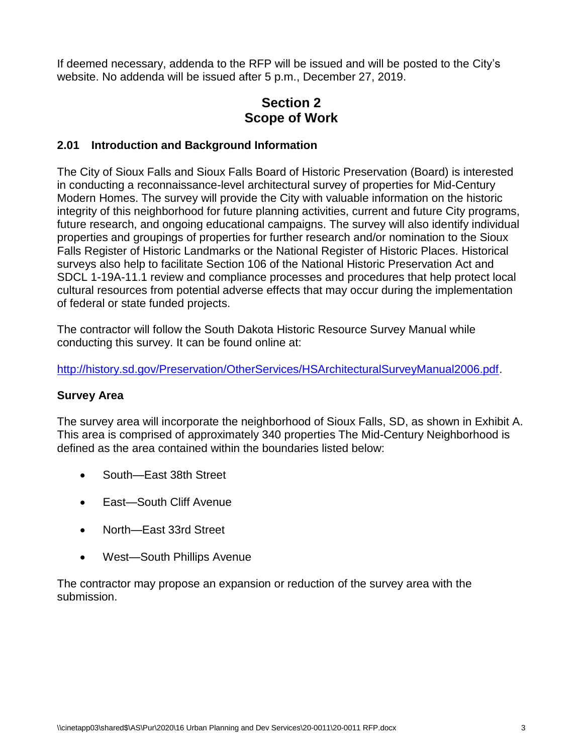If deemed necessary, addenda to the RFP will be issued and will be posted to the City's website. No addenda will be issued after 5 p.m., December 27, 2019.

# Section 2
# Scope of Work

## 2.01 Introduction and Background Information

The City of Sioux Falls and Sioux Falls Board of Historic Preservation (Board) is interested in conducting a reconnaissance-level architectural survey of properties for Mid-Century Modern Homes. The survey will provide the City with valuable information on the historic integrity of this neighborhood for future planning activities, current and future City programs, future research, and ongoing educational campaigns. The survey will also identify individual properties and groupings of properties for further research and/or nomination to the Sioux Falls Register of Historic Landmarks or the National Register of Historic Places. Historical surveys also help to facilitate Section 106 of the National Historic Preservation Act and SDCL 1-19A-11.1 review and compliance processes and procedures that help protect local cultural resources from potential adverse effects that may occur during the implementation of federal or state funded projects.

The contractor will follow the South Dakota Historic Resource Survey Manual while conducting this survey. It can be found online at:

http://history.sd.gov/Preservation/OtherServices/HSArchitecturalSurveyManual2006.pdf.

### Survey Area

The survey area will incorporate the neighborhood of Sioux Falls, SD, as shown in Exhibit A. This area is comprised of approximately 340 properties The Mid-Century Neighborhood is defined as the area contained within the boundaries listed below:

- South—East 38th Street
- East—South Cliff Avenue
- North—East 33rd Street
- West—South Phillips Avenue

The contractor may propose an expansion or reduction of the survey area with the submission.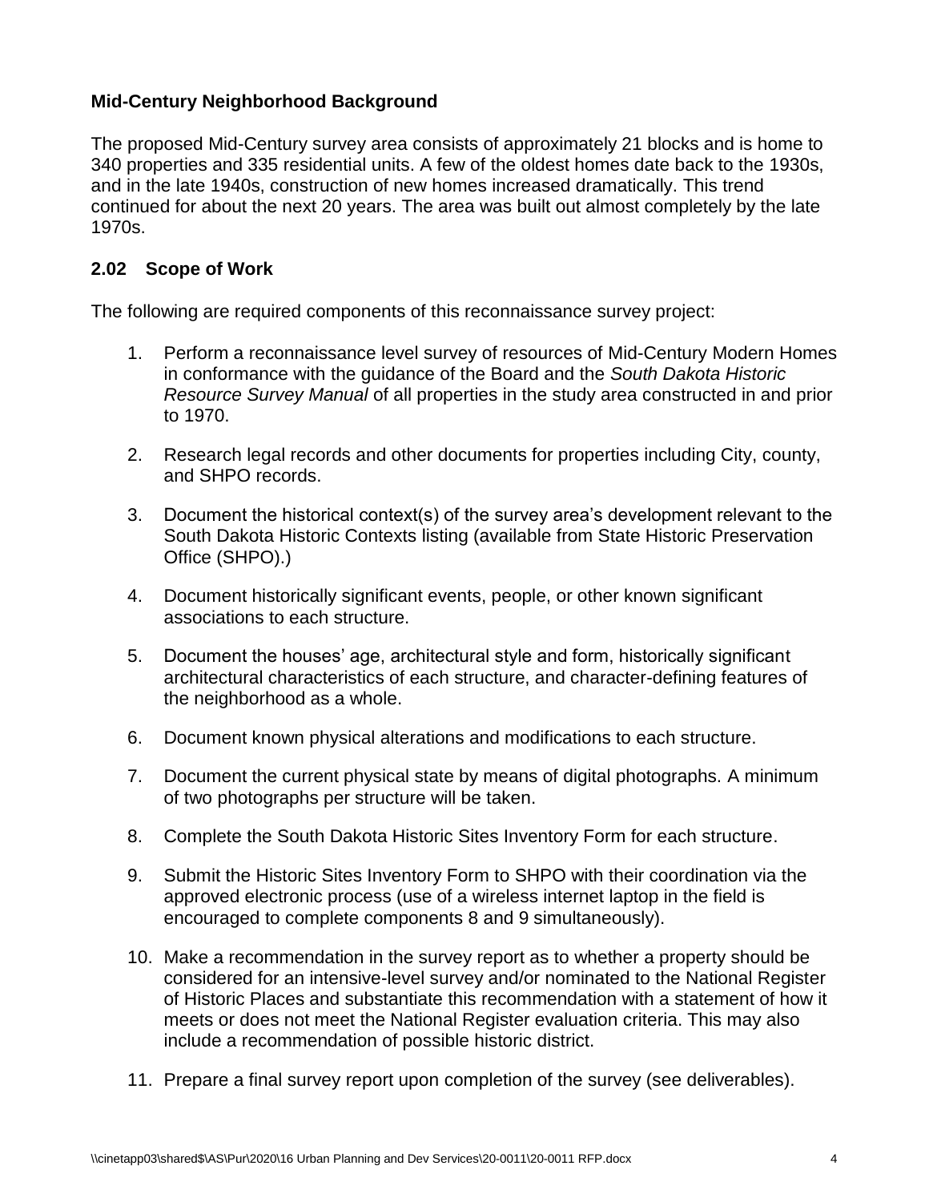### Mid-Century Neighborhood Background

The proposed Mid-Century survey area consists of approximately 21 blocks and is home to 340 properties and 335 residential units. A few of the oldest homes date back to the 1930s, and in the late 1940s, construction of new homes increased dramatically. This trend continued for about the next 20 years. The area was built out almost completely by the late 1970s.

### 2.02 Scope of Work

The following are required components of this reconnaissance survey project:

1. Perform a reconnaissance level survey of resources of Mid-Century Modern Homes in conformance with the guidance of the Board and the *South Dakota Historic Resource Survey Manual* of all properties in the study area constructed in and prior to 1970.
2. Research legal records and other documents for properties including City, county, and SHPO records.
3. Document the historical context(s) of the survey area's development relevant to the South Dakota Historic Contexts listing (available from State Historic Preservation Office (SHPO).)
4. Document historically significant events, people, or other known significant associations to each structure.
5. Document the houses' age, architectural style and form, historically significant architectural characteristics of each structure, and character-defining features of the neighborhood as a whole.
6. Document known physical alterations and modifications to each structure.
7. Document the current physical state by means of digital photographs. A minimum of two photographs per structure will be taken.
8. Complete the South Dakota Historic Sites Inventory Form for each structure.
9. Submit the Historic Sites Inventory Form to SHPO with their coordination via the approved electronic process (use of a wireless internet laptop in the field is encouraged to complete components 8 and 9 simultaneously).
10. Make a recommendation in the survey report as to whether a property should be considered for an intensive-level survey and/or nominated to the National Register of Historic Places and substantiate this recommendation with a statement of how it meets or does not meet the National Register evaluation criteria. This may also include a recommendation of possible historic district.
11. Prepare a final survey report upon completion of the survey (see deliverables).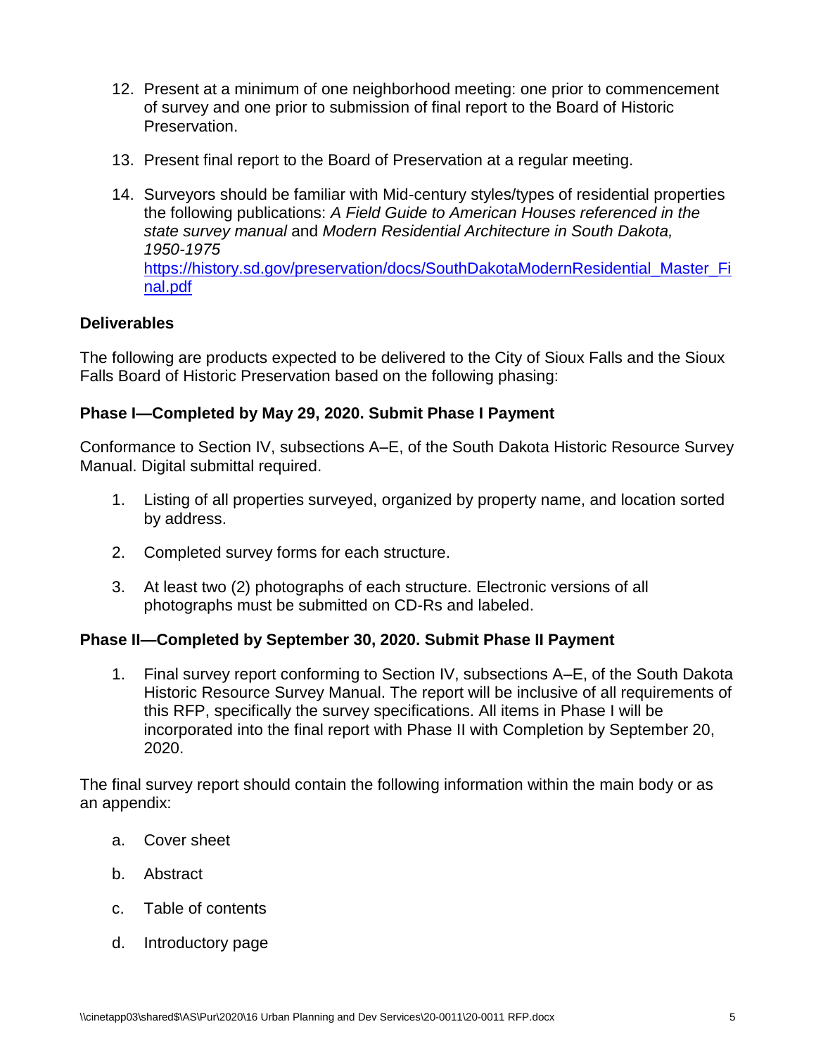12. Present at a minimum of one neighborhood meeting: one prior to commencement of survey and one prior to submission of final report to the Board of Historic Preservation.

13. Present final report to the Board of Preservation at a regular meeting.

14. Surveyors should be familiar with Mid-century styles/types of residential properties the following publications: *A Field Guide to American Houses referenced in the state survey manual* and *Modern Residential Architecture in South Dakota, 1950-1975* [https://history.sd.gov/preservation/docs/SouthDakotaModernResidential_Master_Final.pdf](https://history.sd.gov/preservation/docs/SouthDakotaModernResidential_Master_Final.pdf)

**Deliverables**

The following are products expected to be delivered to the City of Sioux Falls and the Sioux Falls Board of Historic Preservation based on the following phasing:

**Phase I—Completed by May 29, 2020. Submit Phase I Payment**

Conformance to Section IV, subsections A–E, of the South Dakota Historic Resource Survey Manual. Digital submittal required.

1. Listing of all properties surveyed, organized by property name, and location sorted by address.

2. Completed survey forms for each structure.

3. At least two (2) photographs of each structure. Electronic versions of all photographs must be submitted on CD-Rs and labeled.

**Phase II—Completed by September 30, 2020. Submit Phase II Payment**

1. Final survey report conforming to Section IV, subsections A–E, of the South Dakota Historic Resource Survey Manual. The report will be inclusive of all requirements of this RFP, specifically the survey specifications. All items in Phase I will be incorporated into the final report with Phase II with Completion by September 20, 2020.

The final survey report should contain the following information within the main body or as an appendix:

a. Cover sheet

b. Abstract

c. Table of contents

d. Introductory page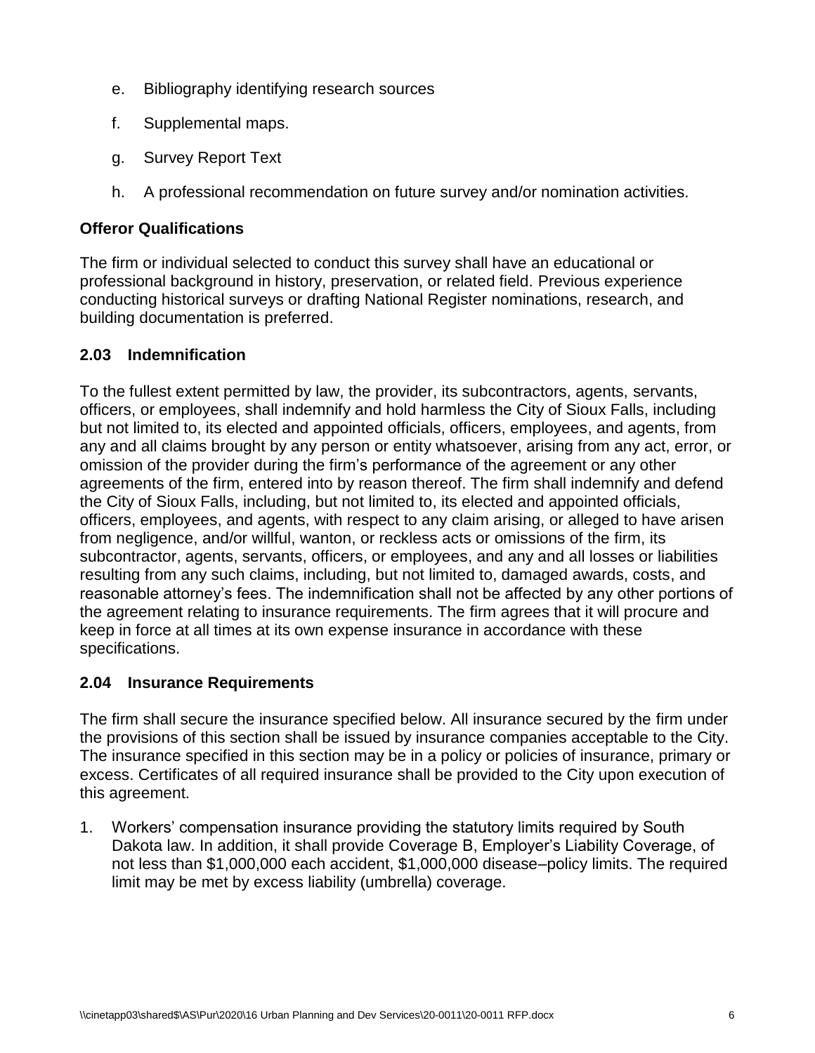e. Bibliography identifying research sources

f. Supplemental maps.

g. Survey Report Text

h. A professional recommendation on future survey and/or nomination activities.

**Offeror Qualifications**

The firm or individual selected to conduct this survey shall have an educational or professional background in history, preservation, or related field. Previous experience conducting historical surveys or drafting National Register nominations, research, and building documentation is preferred.

## 2.03 Indemnification

To the fullest extent permitted by law, the provider, its subcontractors, agents, servants, officers, or employees, shall indemnify and hold harmless the City of Sioux Falls, including but not limited to, its elected and appointed officials, officers, employees, and agents, from any and all claims brought by any person or entity whatsoever, arising from any act, error, or omission of the provider during the firm's performance of the agreement or any other agreements of the firm, entered into by reason thereof. The firm shall indemnify and defend the City of Sioux Falls, including, but not limited to, its elected and appointed officials, officers, employees, and agents, with respect to any claim arising, or alleged to have arisen from negligence, and/or willful, wanton, or reckless acts or omissions of the firm, its subcontractor, agents, servants, officers, or employees, and any and all losses or liabilities resulting from any such claims, including, but not limited to, damaged awards, costs, and reasonable attorney's fees. The indemnification shall not be affected by any other portions of the agreement relating to insurance requirements. The firm agrees that it will procure and keep in force at all times at its own expense insurance in accordance with these specifications.

## 2.04 Insurance Requirements

The firm shall secure the insurance specified below. All insurance secured by the firm under the provisions of this section shall be issued by insurance companies acceptable to the City. The insurance specified in this section may be in a policy or policies of insurance, primary or excess. Certificates of all required insurance shall be provided to the City upon execution of this agreement.

1. Workers' compensation insurance providing the statutory limits required by South Dakota law. In addition, it shall provide Coverage B, Employer's Liability Coverage, of not less than $1,000,000 each accident, $1,000,000 disease–policy limits. The required limit may be met by excess liability (umbrella) coverage.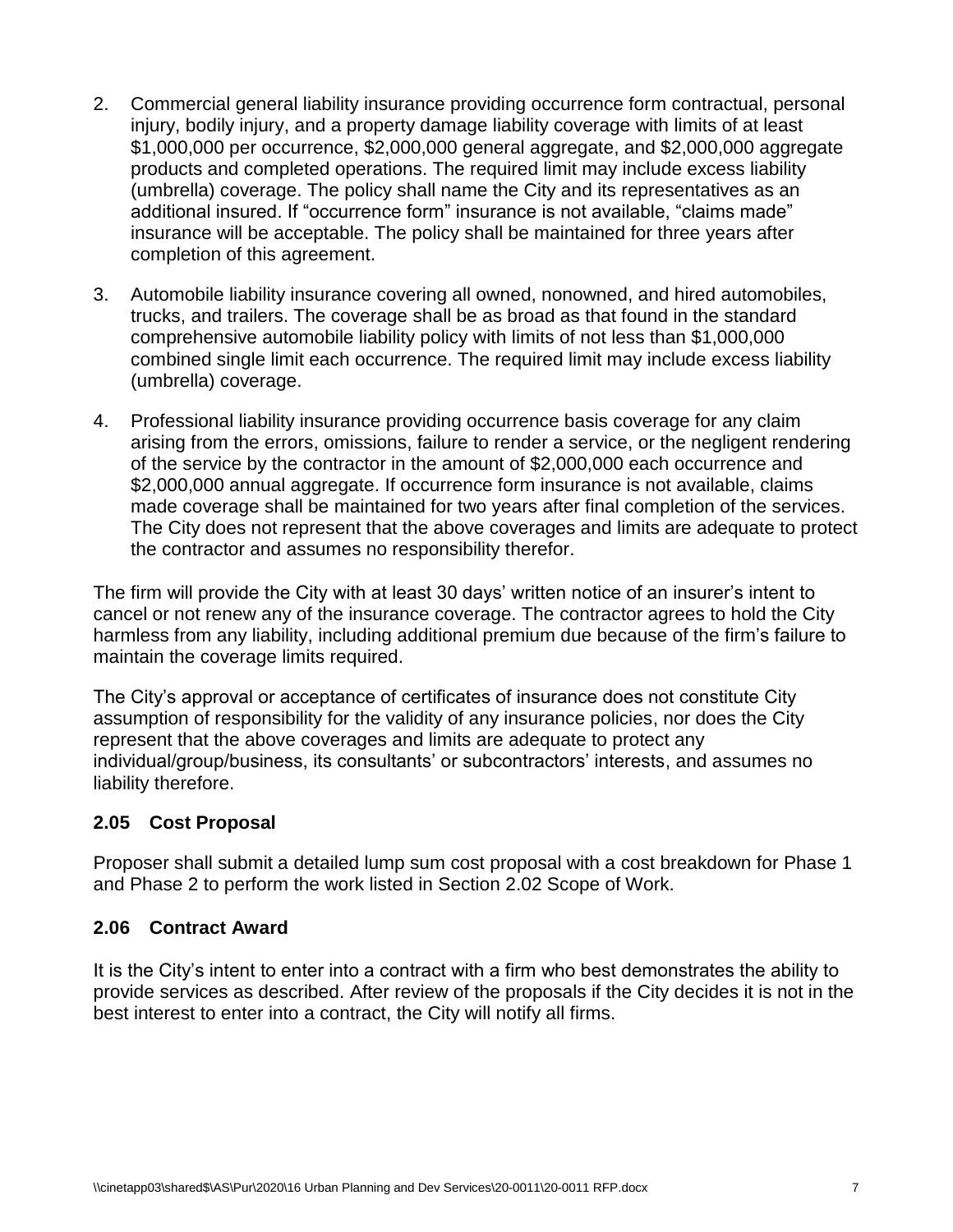2. Commercial general liability insurance providing occurrence form contractual, personal injury, bodily injury, and a property damage liability coverage with limits of at least $1,000,000 per occurrence, $2,000,000 general aggregate, and $2,000,000 aggregate products and completed operations. The required limit may include excess liability (umbrella) coverage. The policy shall name the City and its representatives as an additional insured. If "occurrence form" insurance is not available, "claims made" insurance will be acceptable. The policy shall be maintained for three years after completion of this agreement.

3. Automobile liability insurance covering all owned, nonowned, and hired automobiles, trucks, and trailers. The coverage shall be as broad as that found in the standard comprehensive automobile liability policy with limits of not less than $1,000,000 combined single limit each occurrence. The required limit may include excess liability (umbrella) coverage.

4. Professional liability insurance providing occurrence basis coverage for any claim arising from the errors, omissions, failure to render a service, or the negligent rendering of the service by the contractor in the amount of $2,000,000 each occurrence and $2,000,000 annual aggregate. If occurrence form insurance is not available, claims made coverage shall be maintained for two years after final completion of the services. The City does not represent that the above coverages and limits are adequate to protect the contractor and assumes no responsibility therefor.

The firm will provide the City with at least 30 days' written notice of an insurer's intent to cancel or not renew any of the insurance coverage. The contractor agrees to hold the City harmless from any liability, including additional premium due because of the firm's failure to maintain the coverage limits required.

The City's approval or acceptance of certificates of insurance does not constitute City assumption of responsibility for the validity of any insurance policies, nor does the City represent that the above coverages and limits are adequate to protect any individual/group/business, its consultants' or subcontractors' interests, and assumes no liability therefore.

### 2.05 Cost Proposal

Proposer shall submit a detailed lump sum cost proposal with a cost breakdown for Phase 1 and Phase 2 to perform the work listed in Section 2.02 Scope of Work.

### 2.06 Contract Award

It is the City's intent to enter into a contract with a firm who best demonstrates the ability to provide services as described. After review of the proposals if the City decides it is not in the best interest to enter into a contract, the City will notify all firms.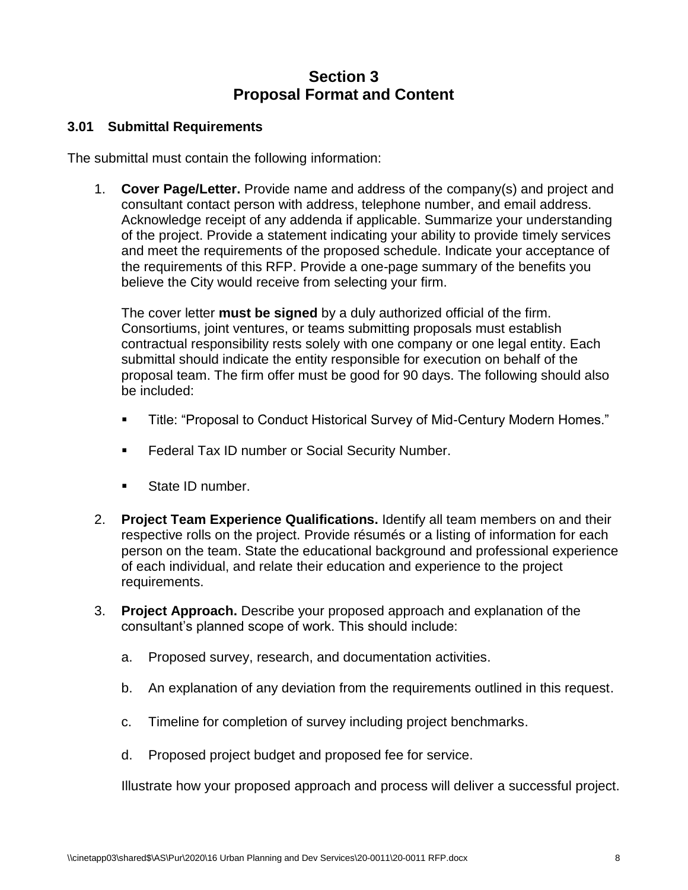# Section 3
# Proposal Format and Content

### 3.01 Submittal Requirements

The submittal must contain the following information:

1. **Cover Page/Letter.** Provide name and address of the company(s) and project and consultant contact person with address, telephone number, and email address. Acknowledge receipt of any addenda if applicable. Summarize your understanding of the project. Provide a statement indicating your ability to provide timely services and meet the requirements of the proposed schedule. Indicate your acceptance of the requirements of this RFP. Provide a one-page summary of the benefits you believe the City would receive from selecting your firm.

   The cover letter **must be signed** by a duly authorized official of the firm. Consortiums, joint ventures, or teams submitting proposals must establish contractual responsibility rests solely with one company or one legal entity. Each submittal should indicate the entity responsible for execution on behalf of the proposal team. The firm offer must be good for 90 days. The following should also be included:

   - Title: "Proposal to Conduct Historical Survey of Mid-Century Modern Homes."
   - Federal Tax ID number or Social Security Number.
   - State ID number.

2. **Project Team Experience Qualifications.** Identify all team members on and their respective rolls on the project. Provide résumés or a listing of information for each person on the team. State the educational background and professional experience of each individual, and relate their education and experience to the project requirements.

3. **Project Approach.** Describe your proposed approach and explanation of the consultant's planned scope of work. This should include:

   a. Proposed survey, research, and documentation activities.

   b. An explanation of any deviation from the requirements outlined in this request.

   c. Timeline for completion of survey including project benchmarks.

   d. Proposed project budget and proposed fee for service.

   Illustrate how your proposed approach and process will deliver a successful project.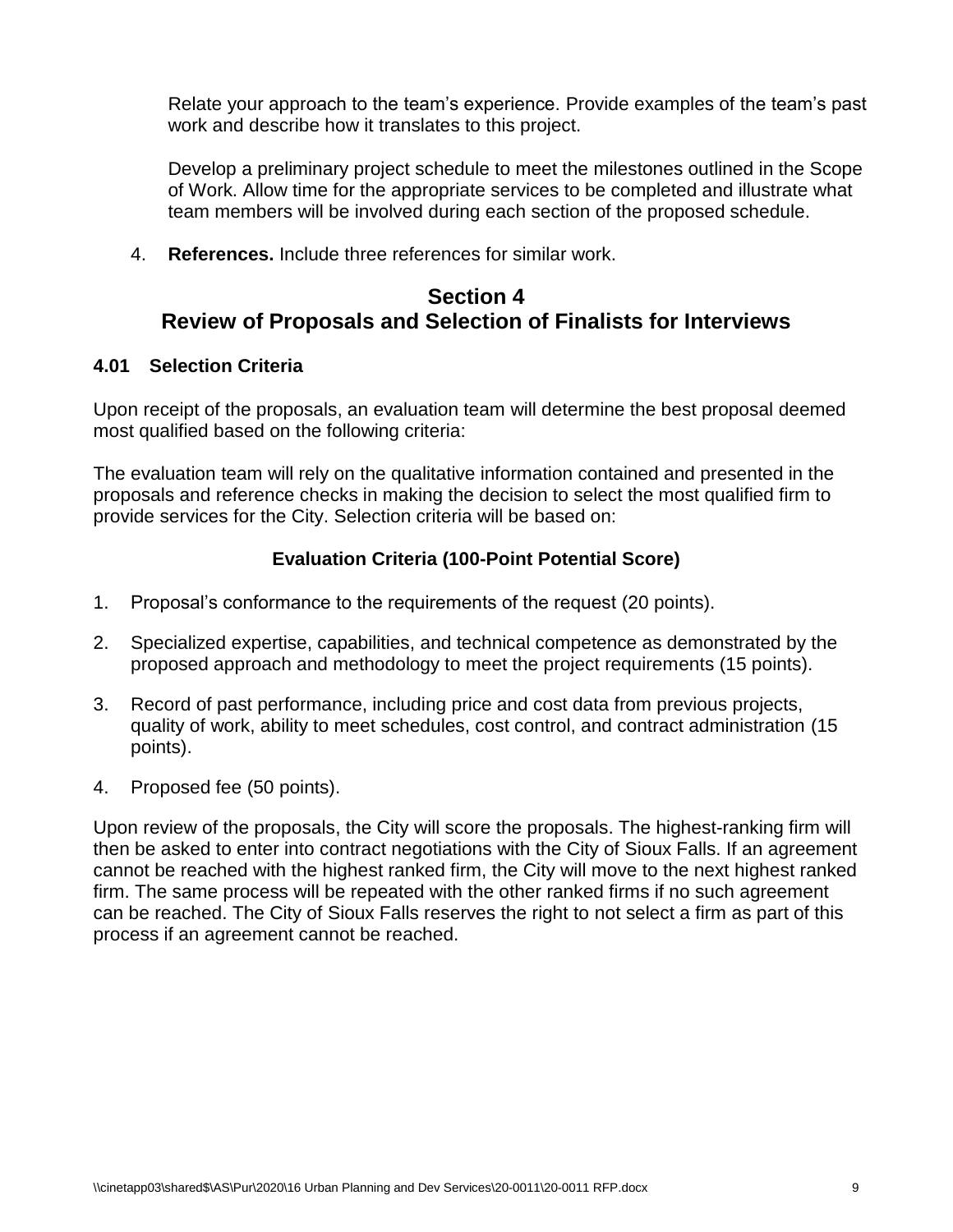Relate your approach to the team's experience. Provide examples of the team's past work and describe how it translates to this project.

Develop a preliminary project schedule to meet the milestones outlined in the Scope of Work. Allow time for the appropriate services to be completed and illustrate what team members will be involved during each section of the proposed schedule.

4. **References.** Include three references for similar work.

## Section 4
## Review of Proposals and Selection of Finalists for Interviews

### 4.01 Selection Criteria

Upon receipt of the proposals, an evaluation team will determine the best proposal deemed most qualified based on the following criteria:

The evaluation team will rely on the qualitative information contained and presented in the proposals and reference checks in making the decision to select the most qualified firm to provide services for the City. Selection criteria will be based on:

**Evaluation Criteria (100-Point Potential Score)**

1. Proposal's conformance to the requirements of the request (20 points).
2. Specialized expertise, capabilities, and technical competence as demonstrated by the proposed approach and methodology to meet the project requirements (15 points).
3. Record of past performance, including price and cost data from previous projects, quality of work, ability to meet schedules, cost control, and contract administration (15 points).
4. Proposed fee (50 points).

Upon review of the proposals, the City will score the proposals. The highest-ranking firm will then be asked to enter into contract negotiations with the City of Sioux Falls. If an agreement cannot be reached with the highest ranked firm, the City will move to the next highest ranked firm. The same process will be repeated with the other ranked firms if no such agreement can be reached. The City of Sioux Falls reserves the right to not select a firm as part of this process if an agreement cannot be reached.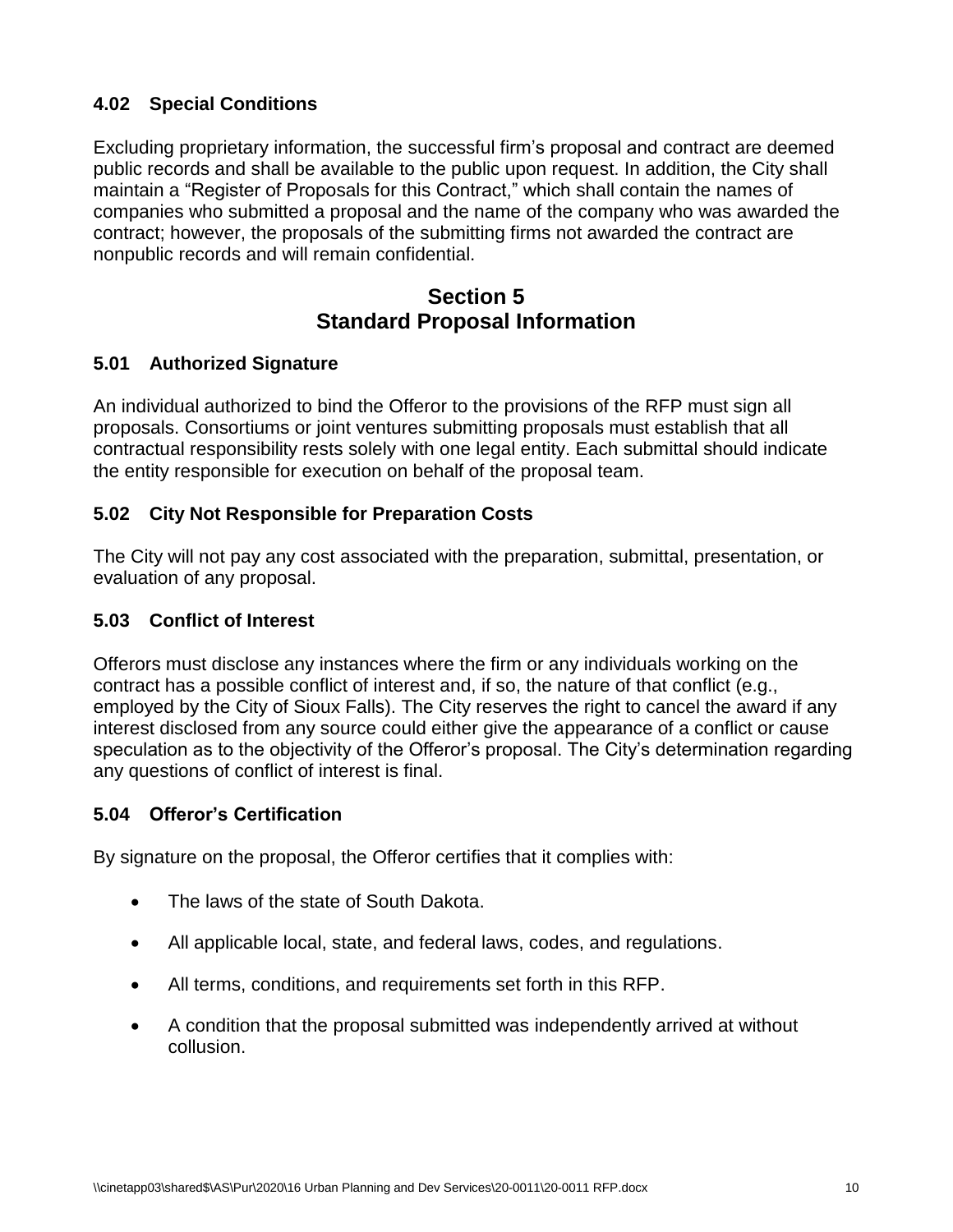### 4.02 Special Conditions

Excluding proprietary information, the successful firm's proposal and contract are deemed public records and shall be available to the public upon request. In addition, the City shall maintain a "Register of Proposals for this Contract," which shall contain the names of companies who submitted a proposal and the name of the company who was awarded the contract; however, the proposals of the submitting firms not awarded the contract are nonpublic records and will remain confidential.

## Section 5
## Standard Proposal Information

### 5.01 Authorized Signature

An individual authorized to bind the Offeror to the provisions of the RFP must sign all proposals. Consortiums or joint ventures submitting proposals must establish that all contractual responsibility rests solely with one legal entity. Each submittal should indicate the entity responsible for execution on behalf of the proposal team.

### 5.02 City Not Responsible for Preparation Costs

The City will not pay any cost associated with the preparation, submittal, presentation, or evaluation of any proposal.

### 5.03 Conflict of Interest

Offerors must disclose any instances where the firm or any individuals working on the contract has a possible conflict of interest and, if so, the nature of that conflict (e.g., employed by the City of Sioux Falls). The City reserves the right to cancel the award if any interest disclosed from any source could either give the appearance of a conflict or cause speculation as to the objectivity of the Offeror's proposal. The City's determination regarding any questions of conflict of interest is final.

### 5.04 Offeror's Certification

By signature on the proposal, the Offeror certifies that it complies with:

- The laws of the state of South Dakota.
- All applicable local, state, and federal laws, codes, and regulations.
- All terms, conditions, and requirements set forth in this RFP.
- A condition that the proposal submitted was independently arrived at without collusion.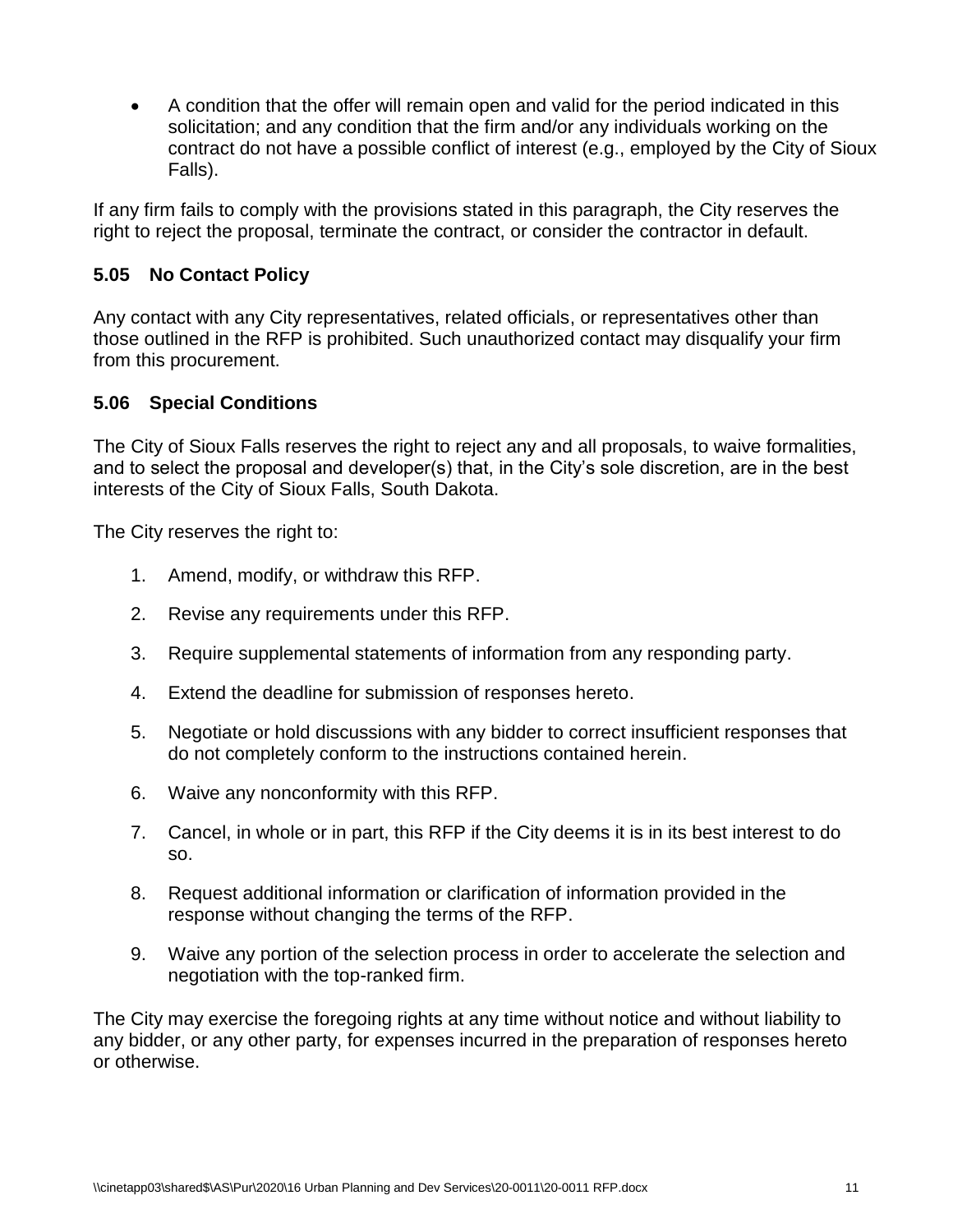- A condition that the offer will remain open and valid for the period indicated in this solicitation; and any condition that the firm and/or any individuals working on the contract do not have a possible conflict of interest (e.g., employed by the City of Sioux Falls).

If any firm fails to comply with the provisions stated in this paragraph, the City reserves the right to reject the proposal, terminate the contract, or consider the contractor in default.

### 5.05 No Contact Policy

Any contact with any City representatives, related officials, or representatives other than those outlined in the RFP is prohibited. Such unauthorized contact may disqualify your firm from this procurement.

### 5.06 Special Conditions

The City of Sioux Falls reserves the right to reject any and all proposals, to waive formalities, and to select the proposal and developer(s) that, in the City's sole discretion, are in the best interests of the City of Sioux Falls, South Dakota.

The City reserves the right to:

1. Amend, modify, or withdraw this RFP.
2. Revise any requirements under this RFP.
3. Require supplemental statements of information from any responding party.
4. Extend the deadline for submission of responses hereto.
5. Negotiate or hold discussions with any bidder to correct insufficient responses that do not completely conform to the instructions contained herein.
6. Waive any nonconformity with this RFP.
7. Cancel, in whole or in part, this RFP if the City deems it is in its best interest to do so.
8. Request additional information or clarification of information provided in the response without changing the terms of the RFP.
9. Waive any portion of the selection process in order to accelerate the selection and negotiation with the top-ranked firm.

The City may exercise the foregoing rights at any time without notice and without liability to any bidder, or any other party, for expenses incurred in the preparation of responses hereto or otherwise.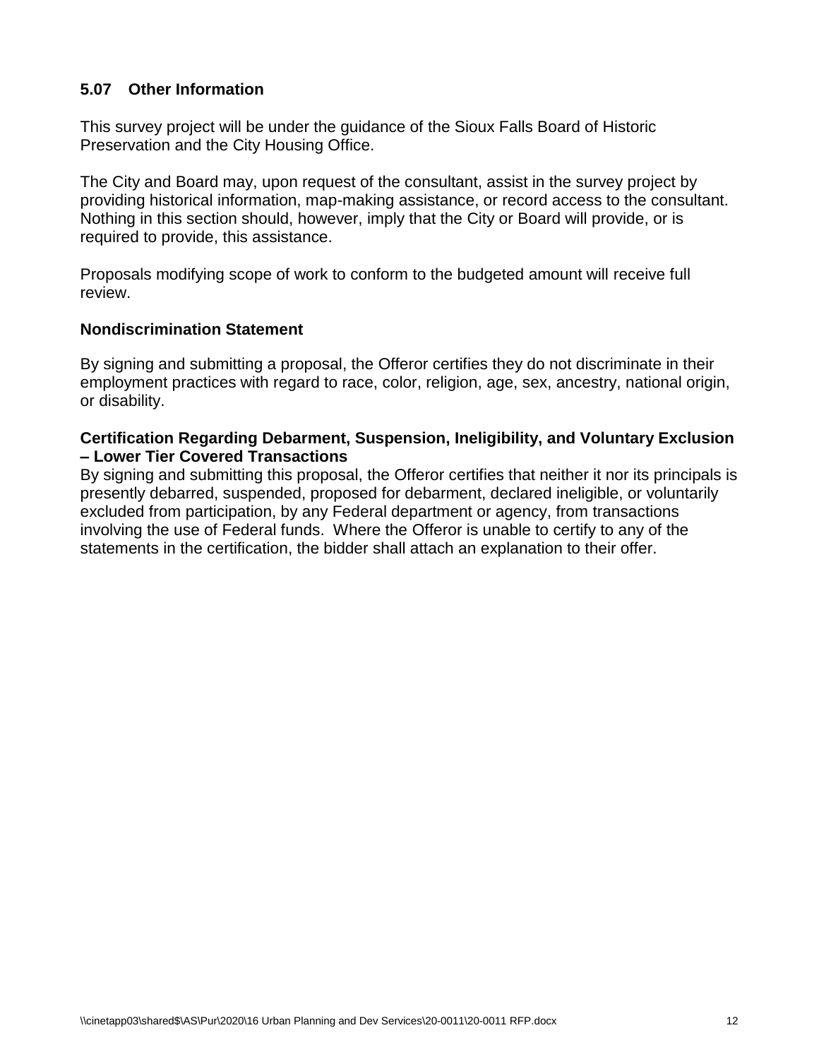### 5.07 Other Information

This survey project will be under the guidance of the Sioux Falls Board of Historic Preservation and the City Housing Office.

The City and Board may, upon request of the consultant, assist in the survey project by providing historical information, map-making assistance, or record access to the consultant. Nothing in this section should, however, imply that the City or Board will provide, or is required to provide, this assistance.

Proposals modifying scope of work to conform to the budgeted amount will receive full review.

**Nondiscrimination Statement**

By signing and submitting a proposal, the Offeror certifies they do not discriminate in their employment practices with regard to race, color, religion, age, sex, ancestry, national origin, or disability.

**Certification Regarding Debarment, Suspension, Ineligibility, and Voluntary Exclusion – Lower Tier Covered Transactions**

By signing and submitting this proposal, the Offeror certifies that neither it nor its principals is presently debarred, suspended, proposed for debarment, declared ineligible, or voluntarily excluded from participation, by any Federal department or agency, from transactions involving the use of Federal funds. Where the Offeror is unable to certify to any of the statements in the certification, the bidder shall attach an explanation to their offer.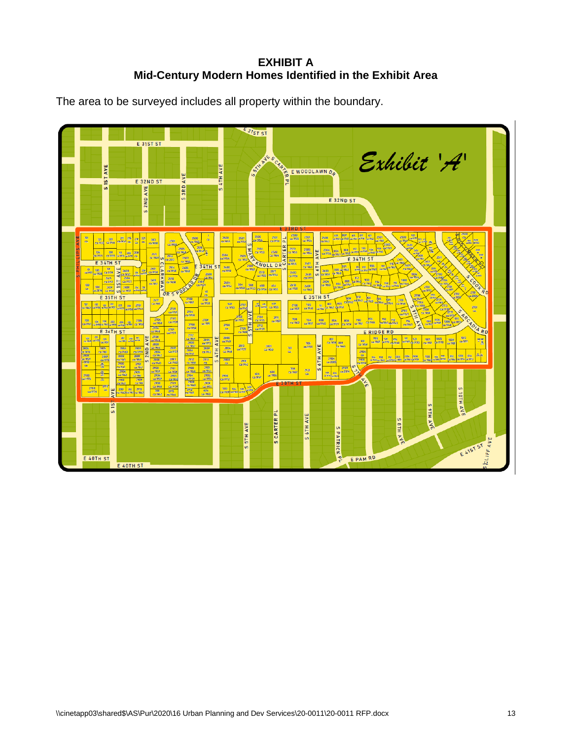# EXHIBIT A
## Mid-Century Modern Homes Identified in the Exhibit Area

The area to be surveyed includes all property within the boundary.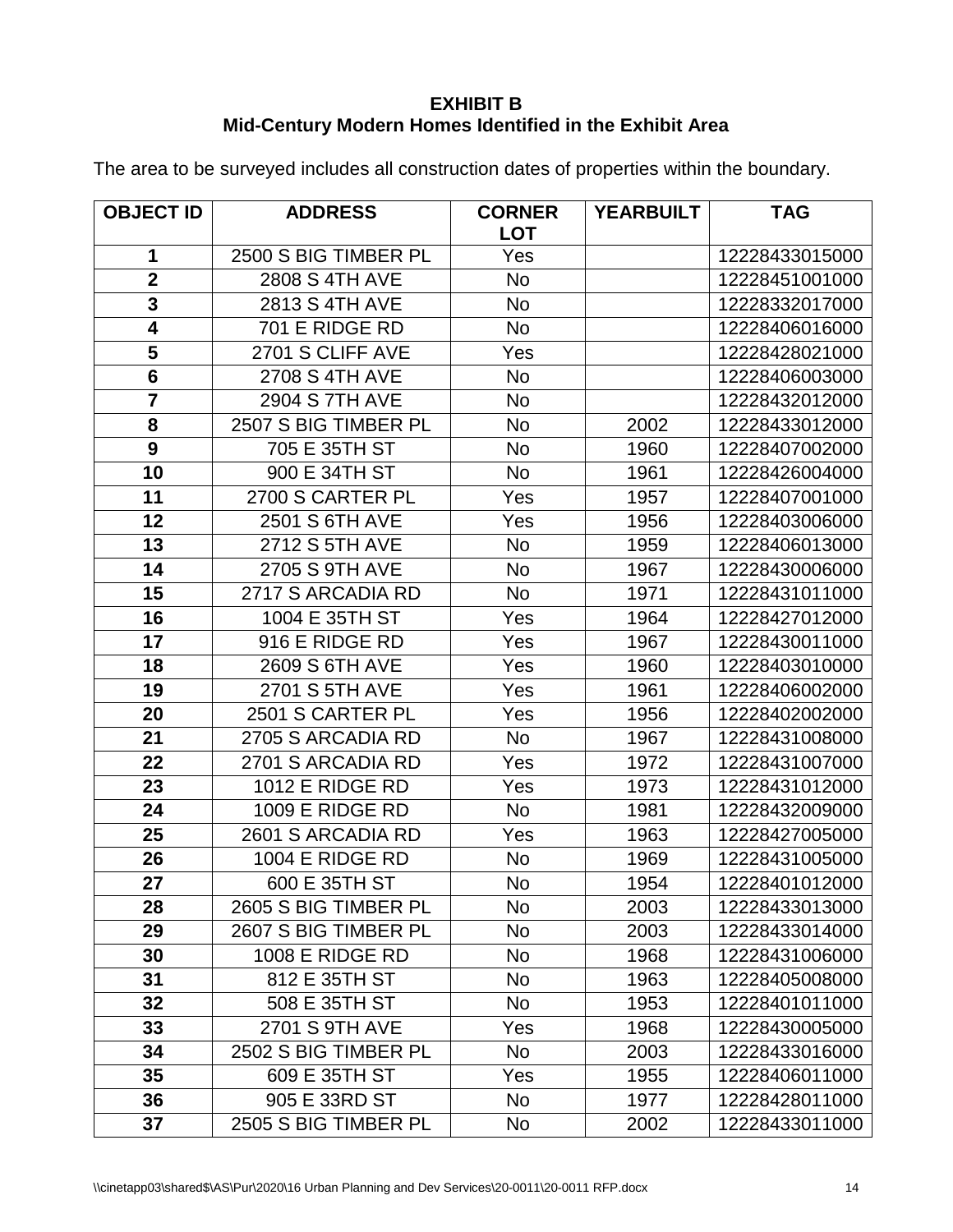**EXHIBIT B**
**Mid-Century Modern Homes Identified in the Exhibit Area**

The area to be surveyed includes all construction dates of properties within the boundary.

| OBJECT ID | ADDRESS | CORNER LOT | YEARBUILT | TAG |
|---|---|---|---|---|
| 1 | 2500 S BIG TIMBER PL | Yes | | 12228433015000 |
| 2 | 2808 S 4TH AVE | No | | 12228451001000 |
| 3 | 2813 S 4TH AVE | No | | 12228332017000 |
| 4 | 701 E RIDGE RD | No | | 12228406016000 |
| 5 | 2701 S CLIFF AVE | Yes | | 12228428021000 |
| 6 | 2708 S 4TH AVE | No | | 12228406003000 |
| 7 | 2904 S 7TH AVE | No | | 12228432012000 |
| 8 | 2507 S BIG TIMBER PL | No | 2002 | 12228433012000 |
| 9 | 705 E 35TH ST | No | 1960 | 12228407002000 |
| 10 | 900 E 34TH ST | No | 1961 | 12228426004000 |
| 11 | 2700 S CARTER PL | Yes | 1957 | 12228407001000 |
| 12 | 2501 S 6TH AVE | Yes | 1956 | 12228403006000 |
| 13 | 2712 S 5TH AVE | No | 1959 | 12228406013000 |
| 14 | 2705 S 9TH AVE | No | 1967 | 12228430006000 |
| 15 | 2717 S ARCADIA RD | No | 1971 | 12228431011000 |
| 16 | 1004 E 35TH ST | Yes | 1964 | 12228427012000 |
| 17 | 916 E RIDGE RD | Yes | 1967 | 12228430011000 |
| 18 | 2609 S 6TH AVE | Yes | 1960 | 12228403010000 |
| 19 | 2701 S 5TH AVE | Yes | 1961 | 12228406002000 |
| 20 | 2501 S CARTER PL | Yes | 1956 | 12228402002000 |
| 21 | 2705 S ARCADIA RD | No | 1967 | 12228431008000 |
| 22 | 2701 S ARCADIA RD | Yes | 1972 | 12228431007000 |
| 23 | 1012 E RIDGE RD | Yes | 1973 | 12228431012000 |
| 24 | 1009 E RIDGE RD | No | 1981 | 12228432009000 |
| 25 | 2601 S ARCADIA RD | Yes | 1963 | 12228427005000 |
| 26 | 1004 E RIDGE RD | No | 1969 | 12228431005000 |
| 27 | 600 E 35TH ST | No | 1954 | 12228401012000 |
| 28 | 2605 S BIG TIMBER PL | No | 2003 | 12228433013000 |
| 29 | 2607 S BIG TIMBER PL | No | 2003 | 12228433014000 |
| 30 | 1008 E RIDGE RD | No | 1968 | 12228431006000 |
| 31 | 812 E 35TH ST | No | 1963 | 12228405008000 |
| 32 | 508 E 35TH ST | No | 1953 | 12228401011000 |
| 33 | 2701 S 9TH AVE | Yes | 1968 | 12228430005000 |
| 34 | 2502 S BIG TIMBER PL | No | 2003 | 12228433016000 |
| 35 | 609 E 35TH ST | Yes | 1955 | 12228406011000 |
| 36 | 905 E 33RD ST | No | 1977 | 12228428011000 |
| 37 | 2505 S BIG TIMBER PL | No | 2002 | 12228433011000 |

\\cinetapp03\shared$\AS\Pur\2020\16 Urban Planning and Dev Services\20-0011\20-0011 RFP.docx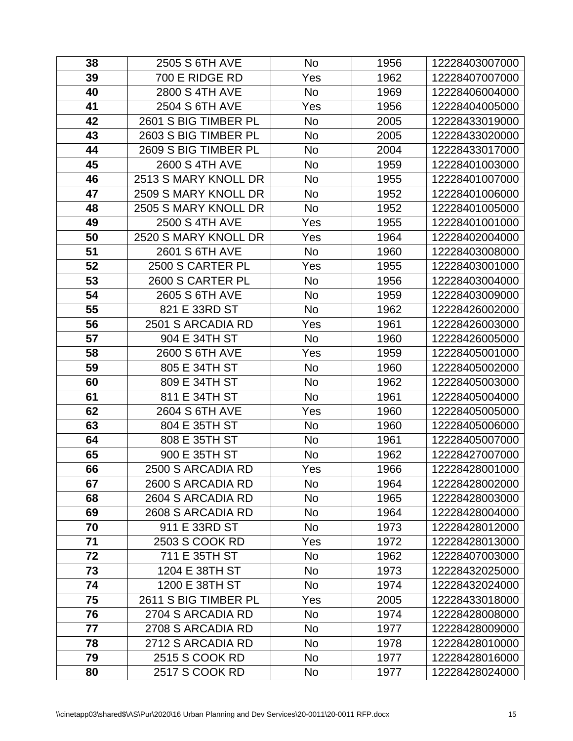| **38** | 2505 S 6TH AVE | No | 1956 | 12228403007000 |
|---|---|---|---|---|
| **39** | 700 E RIDGE RD | Yes | 1962 | 12228407007000 |
| **40** | 2800 S 4TH AVE | No | 1969 | 12228406004000 |
| **41** | 2504 S 6TH AVE | Yes | 1956 | 12228404005000 |
| **42** | 2601 S BIG TIMBER PL | No | 2005 | 12228433019000 |
| **43** | 2603 S BIG TIMBER PL | No | 2005 | 12228433020000 |
| **44** | 2609 S BIG TIMBER PL | No | 2004 | 12228433017000 |
| **45** | 2600 S 4TH AVE | No | 1959 | 12228401003000 |
| **46** | 2513 S MARY KNOLL DR | No | 1955 | 12228401007000 |
| **47** | 2509 S MARY KNOLL DR | No | 1952 | 12228401006000 |
| **48** | 2505 S MARY KNOLL DR | No | 1952 | 12228401005000 |
| **49** | 2500 S 4TH AVE | Yes | 1955 | 12228401001000 |
| **50** | 2520 S MARY KNOLL DR | Yes | 1964 | 12228402004000 |
| **51** | 2601 S 6TH AVE | No | 1960 | 12228403008000 |
| **52** | 2500 S CARTER PL | Yes | 1955 | 12228403001000 |
| **53** | 2600 S CARTER PL | No | 1956 | 12228403004000 |
| **54** | 2605 S 6TH AVE | No | 1959 | 12228403009000 |
| **55** | 821 E 33RD ST | No | 1962 | 12228426002000 |
| **56** | 2501 S ARCADIA RD | Yes | 1961 | 12228426003000 |
| **57** | 904 E 34TH ST | No | 1960 | 12228426005000 |
| **58** | 2600 S 6TH AVE | Yes | 1959 | 12228405001000 |
| **59** | 805 E 34TH ST | No | 1960 | 12228405002000 |
| **60** | 809 E 34TH ST | No | 1962 | 12228405003000 |
| **61** | 811 E 34TH ST | No | 1961 | 12228405004000 |
| **62** | 2604 S 6TH AVE | Yes | 1960 | 12228405005000 |
| **63** | 804 E 35TH ST | No | 1960 | 12228405006000 |
| **64** | 808 E 35TH ST | No | 1961 | 12228405007000 |
| **65** | 900 E 35TH ST | No | 1962 | 12228427007000 |
| **66** | 2500 S ARCADIA RD | Yes | 1966 | 12228428001000 |
| **67** | 2600 S ARCADIA RD | No | 1964 | 12228428002000 |
| **68** | 2604 S ARCADIA RD | No | 1965 | 12228428003000 |
| **69** | 2608 S ARCADIA RD | No | 1964 | 12228428004000 |
| **70** | 911 E 33RD ST | No | 1973 | 12228428012000 |
| **71** | 2503 S COOK RD | Yes | 1972 | 12228428013000 |
| **72** | 711 E 35TH ST | No | 1962 | 12228407003000 |
| **73** | 1204 E 38TH ST | No | 1973 | 12228432025000 |
| **74** | 1200 E 38TH ST | No | 1974 | 12228432024000 |
| **75** | 2611 S BIG TIMBER PL | Yes | 2005 | 12228433018000 |
| **76** | 2704 S ARCADIA RD | No | 1974 | 12228428008000 |
| **77** | 2708 S ARCADIA RD | No | 1977 | 12228428009000 |
| **78** | 2712 S ARCADIA RD | No | 1978 | 12228428010000 |
| **79** | 2515 S COOK RD | No | 1977 | 12228428016000 |
| **80** | 2517 S COOK RD | No | 1977 | 12228428024000 |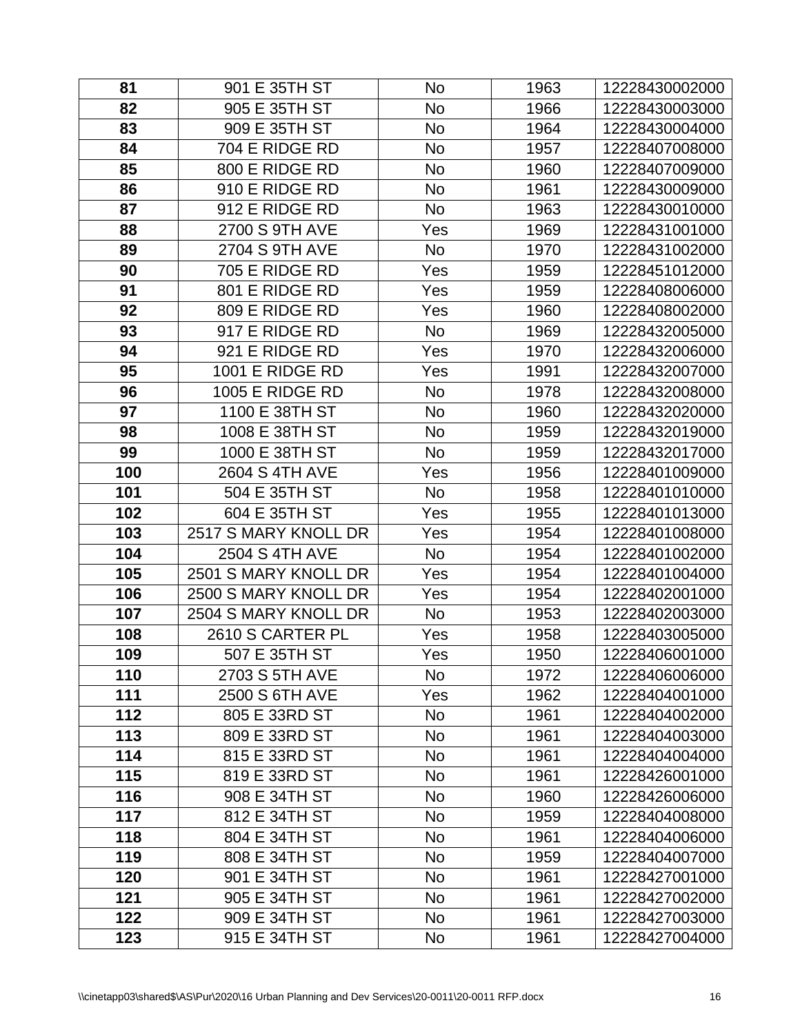| 81 | 901 E 35TH ST | No | 1963 | 12228430002000 |
|---|---|---|---|---|
| 82 | 905 E 35TH ST | No | 1966 | 12228430003000 |
| 83 | 909 E 35TH ST | No | 1964 | 12228430004000 |
| 84 | 704 E RIDGE RD | No | 1957 | 12228407008000 |
| 85 | 800 E RIDGE RD | No | 1960 | 12228407009000 |
| 86 | 910 E RIDGE RD | No | 1961 | 12228430009000 |
| 87 | 912 E RIDGE RD | No | 1963 | 12228430010000 |
| 88 | 2700 S 9TH AVE | Yes | 1969 | 12228431001000 |
| 89 | 2704 S 9TH AVE | No | 1970 | 12228431002000 |
| 90 | 705 E RIDGE RD | Yes | 1959 | 12228451012000 |
| 91 | 801 E RIDGE RD | Yes | 1959 | 12228408006000 |
| 92 | 809 E RIDGE RD | Yes | 1960 | 12228408002000 |
| 93 | 917 E RIDGE RD | No | 1969 | 12228432005000 |
| 94 | 921 E RIDGE RD | Yes | 1970 | 12228432006000 |
| 95 | 1001 E RIDGE RD | Yes | 1991 | 12228432007000 |
| 96 | 1005 E RIDGE RD | No | 1978 | 12228432008000 |
| 97 | 1100 E 38TH ST | No | 1960 | 12228432020000 |
| 98 | 1008 E 38TH ST | No | 1959 | 12228432019000 |
| 99 | 1000 E 38TH ST | No | 1959 | 12228432017000 |
| 100 | 2604 S 4TH AVE | Yes | 1956 | 12228401009000 |
| 101 | 504 E 35TH ST | No | 1958 | 12228401010000 |
| 102 | 604 E 35TH ST | Yes | 1955 | 12228401013000 |
| 103 | 2517 S MARY KNOLL DR | Yes | 1954 | 12228401008000 |
| 104 | 2504 S 4TH AVE | No | 1954 | 12228401002000 |
| 105 | 2501 S MARY KNOLL DR | Yes | 1954 | 12228401004000 |
| 106 | 2500 S MARY KNOLL DR | Yes | 1954 | 12228402001000 |
| 107 | 2504 S MARY KNOLL DR | No | 1953 | 12228402003000 |
| 108 | 2610 S CARTER PL | Yes | 1958 | 12228403005000 |
| 109 | 507 E 35TH ST | Yes | 1950 | 12228406001000 |
| 110 | 2703 S 5TH AVE | No | 1972 | 12228406006000 |
| 111 | 2500 S 6TH AVE | Yes | 1962 | 12228404001000 |
| 112 | 805 E 33RD ST | No | 1961 | 12228404002000 |
| 113 | 809 E 33RD ST | No | 1961 | 12228404003000 |
| 114 | 815 E 33RD ST | No | 1961 | 12228404004000 |
| 115 | 819 E 33RD ST | No | 1961 | 12228426001000 |
| 116 | 908 E 34TH ST | No | 1960 | 12228426006000 |
| 117 | 812 E 34TH ST | No | 1959 | 12228404008000 |
| 118 | 804 E 34TH ST | No | 1961 | 12228404006000 |
| 119 | 808 E 34TH ST | No | 1959 | 12228404007000 |
| 120 | 901 E 34TH ST | No | 1961 | 12228427001000 |
| 121 | 905 E 34TH ST | No | 1961 | 12228427002000 |
| 122 | 909 E 34TH ST | No | 1961 | 12228427003000 |
| 123 | 915 E 34TH ST | No | 1961 | 12228427004000 |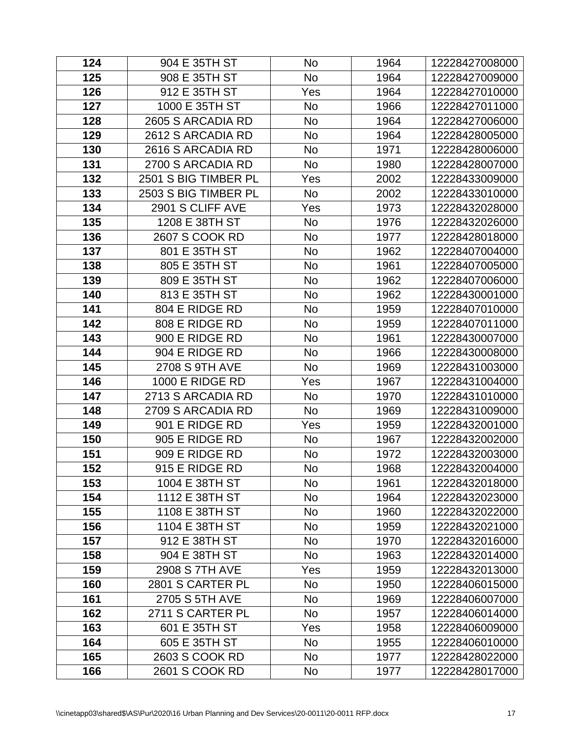| 124 | 904 E 35TH ST | No | 1964 | 12228427008000 |
|---|---|---|---|---|
| 125 | 908 E 35TH ST | No | 1964 | 12228427009000 |
| 126 | 912 E 35TH ST | Yes | 1964 | 12228427010000 |
| 127 | 1000 E 35TH ST | No | 1966 | 12228427011000 |
| 128 | 2605 S ARCADIA RD | No | 1964 | 12228427006000 |
| 129 | 2612 S ARCADIA RD | No | 1964 | 12228428005000 |
| 130 | 2616 S ARCADIA RD | No | 1971 | 12228428006000 |
| 131 | 2700 S ARCADIA RD | No | 1980 | 12228428007000 |
| 132 | 2501 S BIG TIMBER PL | Yes | 2002 | 12228433009000 |
| 133 | 2503 S BIG TIMBER PL | No | 2002 | 12228433010000 |
| 134 | 2901 S CLIFF AVE | Yes | 1973 | 12228432028000 |
| 135 | 1208 E 38TH ST | No | 1976 | 12228432026000 |
| 136 | 2607 S COOK RD | No | 1977 | 12228428018000 |
| 137 | 801 E 35TH ST | No | 1962 | 12228407004000 |
| 138 | 805 E 35TH ST | No | 1961 | 12228407005000 |
| 139 | 809 E 35TH ST | No | 1962 | 12228407006000 |
| 140 | 813 E 35TH ST | No | 1962 | 12228430001000 |
| 141 | 804 E RIDGE RD | No | 1959 | 12228407010000 |
| 142 | 808 E RIDGE RD | No | 1959 | 12228407011000 |
| 143 | 900 E RIDGE RD | No | 1961 | 12228430007000 |
| 144 | 904 E RIDGE RD | No | 1966 | 12228430008000 |
| 145 | 2708 S 9TH AVE | No | 1969 | 12228431003000 |
| 146 | 1000 E RIDGE RD | Yes | 1967 | 12228431004000 |
| 147 | 2713 S ARCADIA RD | No | 1970 | 12228431010000 |
| 148 | 2709 S ARCADIA RD | No | 1969 | 12228431009000 |
| 149 | 901 E RIDGE RD | Yes | 1959 | 12228432001000 |
| 150 | 905 E RIDGE RD | No | 1967 | 12228432002000 |
| 151 | 909 E RIDGE RD | No | 1972 | 12228432003000 |
| 152 | 915 E RIDGE RD | No | 1968 | 12228432004000 |
| 153 | 1004 E 38TH ST | No | 1961 | 12228432018000 |
| 154 | 1112 E 38TH ST | No | 1964 | 12228432023000 |
| 155 | 1108 E 38TH ST | No | 1960 | 12228432022000 |
| 156 | 1104 E 38TH ST | No | 1959 | 12228432021000 |
| 157 | 912 E 38TH ST | No | 1970 | 12228432016000 |
| 158 | 904 E 38TH ST | No | 1963 | 12228432014000 |
| 159 | 2908 S 7TH AVE | Yes | 1959 | 12228432013000 |
| 160 | 2801 S CARTER PL | No | 1950 | 12228406015000 |
| 161 | 2705 S 5TH AVE | No | 1969 | 12228406007000 |
| 162 | 2711 S CARTER PL | No | 1957 | 12228406014000 |
| 163 | 601 E 35TH ST | Yes | 1958 | 12228406009000 |
| 164 | 605 E 35TH ST | No | 1955 | 12228406010000 |
| 165 | 2603 S COOK RD | No | 1977 | 12228428022000 |
| 166 | 2601 S COOK RD | No | 1977 | 12228428017000 |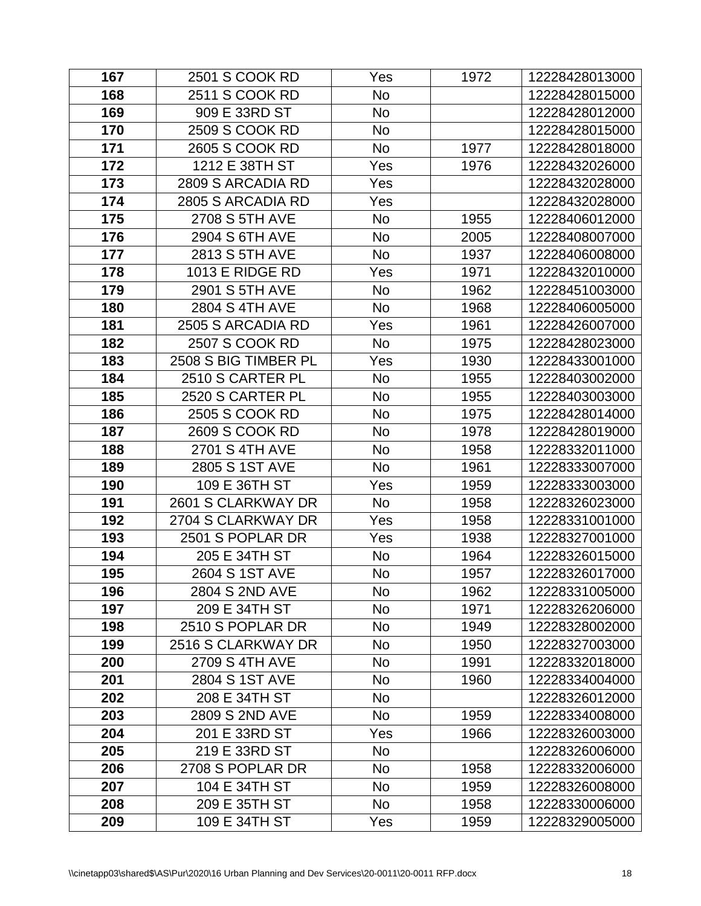| **167** | 2501 S COOK RD | Yes | 1972 | 12228428013000 |
|---|---|---|---|---|
| **168** | 2511 S COOK RD | No | | 12228428015000 |
| **169** | 909 E 33RD ST | No | | 12228428012000 |
| **170** | 2509 S COOK RD | No | | 12228428015000 |
| **171** | 2605 S COOK RD | No | 1977 | 12228428018000 |
| **172** | 1212 E 38TH ST | Yes | 1976 | 12228432026000 |
| **173** | 2809 S ARCADIA RD | Yes | | 12228432028000 |
| **174** | 2805 S ARCADIA RD | Yes | | 12228432028000 |
| **175** | 2708 S 5TH AVE | No | 1955 | 12228406012000 |
| **176** | 2904 S 6TH AVE | No | 2005 | 12228408007000 |
| **177** | 2813 S 5TH AVE | No | 1937 | 12228406008000 |
| **178** | 1013 E RIDGE RD | Yes | 1971 | 12228432010000 |
| **179** | 2901 S 5TH AVE | No | 1962 | 12228451003000 |
| **180** | 2804 S 4TH AVE | No | 1968 | 12228406005000 |
| **181** | 2505 S ARCADIA RD | Yes | 1961 | 12228426007000 |
| **182** | 2507 S COOK RD | No | 1975 | 12228428023000 |
| **183** | 2508 S BIG TIMBER PL | Yes | 1930 | 12228433001000 |
| **184** | 2510 S CARTER PL | No | 1955 | 12228403002000 |
| **185** | 2520 S CARTER PL | No | 1955 | 12228403003000 |
| **186** | 2505 S COOK RD | No | 1975 | 12228428014000 |
| **187** | 2609 S COOK RD | No | 1978 | 12228428019000 |
| **188** | 2701 S 4TH AVE | No | 1958 | 12228332011000 |
| **189** | 2805 S 1ST AVE | No | 1961 | 12228333007000 |
| **190** | 109 E 36TH ST | Yes | 1959 | 12228333003000 |
| **191** | 2601 S CLARKWAY DR | No | 1958 | 12228326023000 |
| **192** | 2704 S CLARKWAY DR | Yes | 1958 | 12228331001000 |
| **193** | 2501 S POPLAR DR | Yes | 1938 | 12228327001000 |
| **194** | 205 E 34TH ST | No | 1964 | 12228326015000 |
| **195** | 2604 S 1ST AVE | No | 1957 | 12228326017000 |
| **196** | 2804 S 2ND AVE | No | 1962 | 12228331005000 |
| **197** | 209 E 34TH ST | No | 1971 | 12228326206000 |
| **198** | 2510 S POPLAR DR | No | 1949 | 12228328002000 |
| **199** | 2516 S CLARKWAY DR | No | 1950 | 12228327003000 |
| **200** | 2709 S 4TH AVE | No | 1991 | 12228332018000 |
| **201** | 2804 S 1ST AVE | No | 1960 | 12228334004000 |
| **202** | 208 E 34TH ST | No | | 12228326012000 |
| **203** | 2809 S 2ND AVE | No | 1959 | 12228334008000 |
| **204** | 201 E 33RD ST | Yes | 1966 | 12228326003000 |
| **205** | 219 E 33RD ST | No | | 12228326006000 |
| **206** | 2708 S POPLAR DR | No | 1958 | 12228332006000 |
| **207** | 104 E 34TH ST | No | 1959 | 12228326008000 |
| **208** | 209 E 35TH ST | No | 1958 | 12228330006000 |
| **209** | 109 E 34TH ST | Yes | 1959 | 12228329005000 |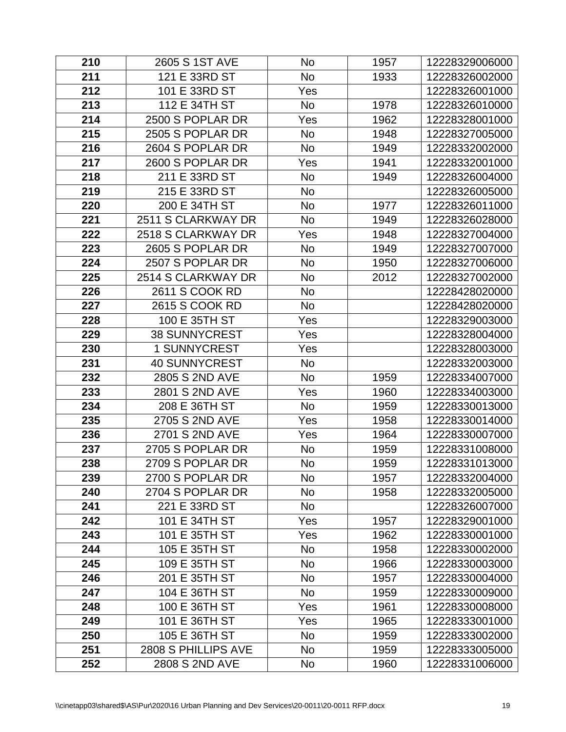| 210 | 2605 S 1ST AVE | No | 1957 | 12228329006000 |
|---|---|---|---|---|
| 211 | 121 E 33RD ST | No | 1933 | 12228326002000 |
| 212 | 101 E 33RD ST | Yes | | 12228326001000 |
| 213 | 112 E 34TH ST | No | 1978 | 12228326010000 |
| 214 | 2500 S POPLAR DR | Yes | 1962 | 12228328001000 |
| 215 | 2505 S POPLAR DR | No | 1948 | 12228327005000 |
| 216 | 2604 S POPLAR DR | No | 1949 | 12228332002000 |
| 217 | 2600 S POPLAR DR | Yes | 1941 | 12228332001000 |
| 218 | 211 E 33RD ST | No | 1949 | 12228326004000 |
| 219 | 215 E 33RD ST | No | | 12228326005000 |
| 220 | 200 E 34TH ST | No | 1977 | 12228326011000 |
| 221 | 2511 S CLARKWAY DR | No | 1949 | 12228326028000 |
| 222 | 2518 S CLARKWAY DR | Yes | 1948 | 12228327004000 |
| 223 | 2605 S POPLAR DR | No | 1949 | 12228327007000 |
| 224 | 2507 S POPLAR DR | No | 1950 | 12228327006000 |
| 225 | 2514 S CLARKWAY DR | No | 2012 | 12228327002000 |
| 226 | 2611 S COOK RD | No | | 12228428020000 |
| 227 | 2615 S COOK RD | No | | 12228428020000 |
| 228 | 100 E 35TH ST | Yes | | 12228329003000 |
| 229 | 38 SUNNYCREST | Yes | | 12228328004000 |
| 230 | 1 SUNNYCREST | Yes | | 12228328003000 |
| 231 | 40 SUNNYCREST | No | | 12228332003000 |
| 232 | 2805 S 2ND AVE | No | 1959 | 12228334007000 |
| 233 | 2801 S 2ND AVE | Yes | 1960 | 12228334003000 |
| 234 | 208 E 36TH ST | No | 1959 | 12228330013000 |
| 235 | 2705 S 2ND AVE | Yes | 1958 | 12228330014000 |
| 236 | 2701 S 2ND AVE | Yes | 1964 | 12228330007000 |
| 237 | 2705 S POPLAR DR | No | 1959 | 12228331008000 |
| 238 | 2709 S POPLAR DR | No | 1959 | 12228331013000 |
| 239 | 2700 S POPLAR DR | No | 1957 | 12228332004000 |
| 240 | 2704 S POPLAR DR | No | 1958 | 12228332005000 |
| 241 | 221 E 33RD ST | No | | 12228326007000 |
| 242 | 101 E 34TH ST | Yes | 1957 | 12228329001000 |
| 243 | 101 E 35TH ST | Yes | 1962 | 12228330001000 |
| 244 | 105 E 35TH ST | No | 1958 | 12228330002000 |
| 245 | 109 E 35TH ST | No | 1966 | 12228330003000 |
| 246 | 201 E 35TH ST | No | 1957 | 12228330004000 |
| 247 | 104 E 36TH ST | No | 1959 | 12228330009000 |
| 248 | 100 E 36TH ST | Yes | 1961 | 12228330008000 |
| 249 | 101 E 36TH ST | Yes | 1965 | 12228333001000 |
| 250 | 105 E 36TH ST | No | 1959 | 12228333002000 |
| 251 | 2808 S PHILLIPS AVE | No | 1959 | 12228333005000 |
| 252 | 2808 S 2ND AVE | No | 1960 | 12228331006000 |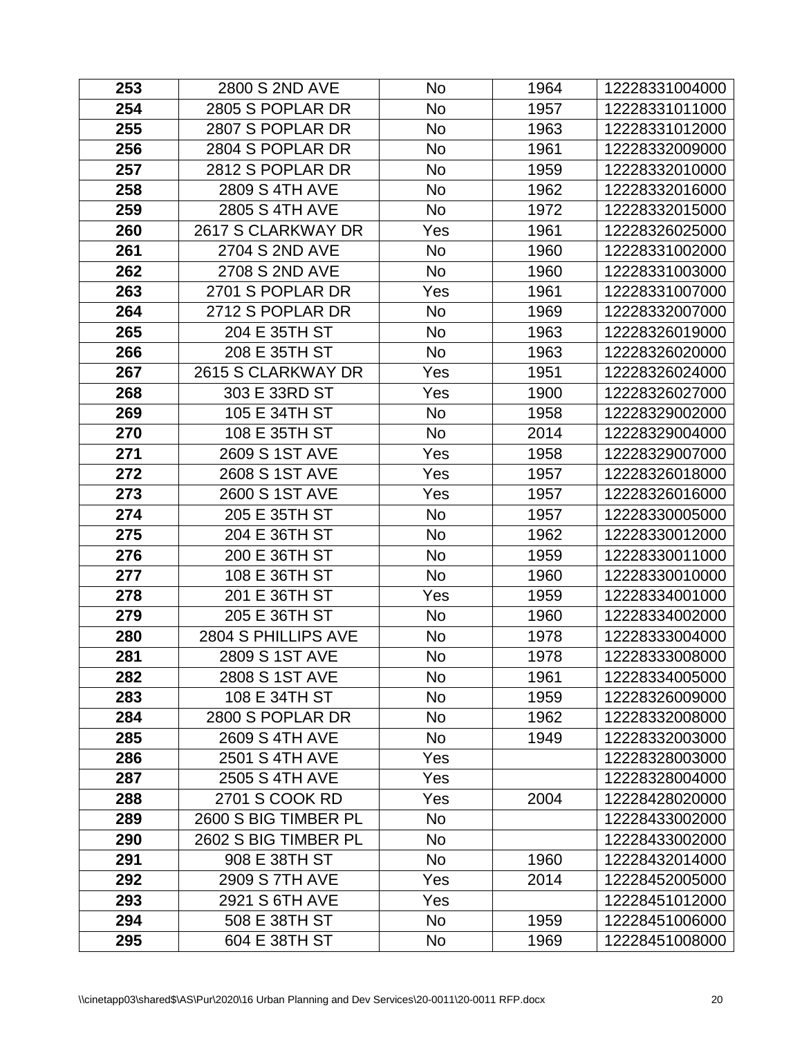| **253** | 2800 S 2ND AVE | No | 1964 | 12228331004000 |
|---|---|---|---|---|
| **254** | 2805 S POPLAR DR | No | 1957 | 12228331011000 |
| **255** | 2807 S POPLAR DR | No | 1963 | 12228331012000 |
| **256** | 2804 S POPLAR DR | No | 1961 | 12228332009000 |
| **257** | 2812 S POPLAR DR | No | 1959 | 12228332010000 |
| **258** | 2809 S 4TH AVE | No | 1962 | 12228332016000 |
| **259** | 2805 S 4TH AVE | No | 1972 | 12228332015000 |
| **260** | 2617 S CLARKWAY DR | Yes | 1961 | 12228326025000 |
| **261** | 2704 S 2ND AVE | No | 1960 | 12228331002000 |
| **262** | 2708 S 2ND AVE | No | 1960 | 12228331003000 |
| **263** | 2701 S POPLAR DR | Yes | 1961 | 12228331007000 |
| **264** | 2712 S POPLAR DR | No | 1969 | 12228332007000 |
| **265** | 204 E 35TH ST | No | 1963 | 12228326019000 |
| **266** | 208 E 35TH ST | No | 1963 | 12228326020000 |
| **267** | 2615 S CLARKWAY DR | Yes | 1951 | 12228326024000 |
| **268** | 303 E 33RD ST | Yes | 1900 | 12228326027000 |
| **269** | 105 E 34TH ST | No | 1958 | 12228329002000 |
| **270** | 108 E 35TH ST | No | 2014 | 12228329004000 |
| **271** | 2609 S 1ST AVE | Yes | 1958 | 12228329007000 |
| **272** | 2608 S 1ST AVE | Yes | 1957 | 12228326018000 |
| **273** | 2600 S 1ST AVE | Yes | 1957 | 12228326016000 |
| **274** | 205 E 35TH ST | No | 1957 | 12228330005000 |
| **275** | 204 E 36TH ST | No | 1962 | 12228330012000 |
| **276** | 200 E 36TH ST | No | 1959 | 12228330011000 |
| **277** | 108 E 36TH ST | No | 1960 | 12228330010000 |
| **278** | 201 E 36TH ST | Yes | 1959 | 12228334001000 |
| **279** | 205 E 36TH ST | No | 1960 | 12228334002000 |
| **280** | 2804 S PHILLIPS AVE | No | 1978 | 12228333004000 |
| **281** | 2809 S 1ST AVE | No | 1978 | 12228333008000 |
| **282** | 2808 S 1ST AVE | No | 1961 | 12228334005000 |
| **283** | 108 E 34TH ST | No | 1959 | 12228326009000 |
| **284** | 2800 S POPLAR DR | No | 1962 | 12228332008000 |
| **285** | 2609 S 4TH AVE | No | 1949 | 12228332003000 |
| **286** | 2501 S 4TH AVE | Yes | | 12228328003000 |
| **287** | 2505 S 4TH AVE | Yes | | 12228328004000 |
| **288** | 2701 S COOK RD | Yes | 2004 | 12228428020000 |
| **289** | 2600 S BIG TIMBER PL | No | | 12228433002000 |
| **290** | 2602 S BIG TIMBER PL | No | | 12228433002000 |
| **291** | 908 E 38TH ST | No | 1960 | 12228432014000 |
| **292** | 2909 S 7TH AVE | Yes | 2014 | 12228452005000 |
| **293** | 2921 S 6TH AVE | Yes | | 12228451012000 |
| **294** | 508 E 38TH ST | No | 1959 | 12228451006000 |
| **295** | 604 E 38TH ST | No | 1969 | 12228451008000 |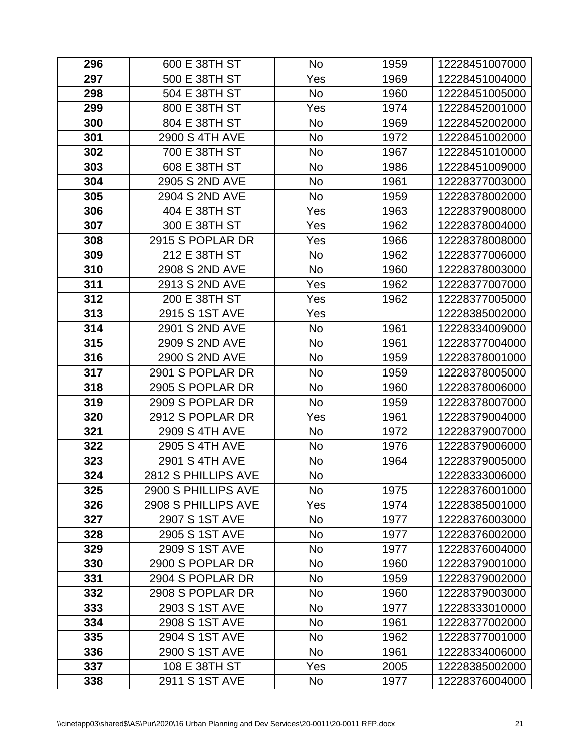| 296 | 600 E 38TH ST | No | 1959 | 12228451007000 |
|---|---|---|---|---|
| 297 | 500 E 38TH ST | Yes | 1969 | 12228451004000 |
| 298 | 504 E 38TH ST | No | 1960 | 12228451005000 |
| 299 | 800 E 38TH ST | Yes | 1974 | 12228452001000 |
| 300 | 804 E 38TH ST | No | 1969 | 12228452002000 |
| 301 | 2900 S 4TH AVE | No | 1972 | 12228451002000 |
| 302 | 700 E 38TH ST | No | 1967 | 12228451010000 |
| 303 | 608 E 38TH ST | No | 1986 | 12228451009000 |
| 304 | 2905 S 2ND AVE | No | 1961 | 12228377003000 |
| 305 | 2904 S 2ND AVE | No | 1959 | 12228378002000 |
| 306 | 404 E 38TH ST | Yes | 1963 | 12228379008000 |
| 307 | 300 E 38TH ST | Yes | 1962 | 12228378004000 |
| 308 | 2915 S POPLAR DR | Yes | 1966 | 12228378008000 |
| 309 | 212 E 38TH ST | No | 1962 | 12228377006000 |
| 310 | 2908 S 2ND AVE | No | 1960 | 12228378003000 |
| 311 | 2913 S 2ND AVE | Yes | 1962 | 12228377007000 |
| 312 | 200 E 38TH ST | Yes | 1962 | 12228377005000 |
| 313 | 2915 S 1ST AVE | Yes | | 12228385002000 |
| 314 | 2901 S 2ND AVE | No | 1961 | 12228334009000 |
| 315 | 2909 S 2ND AVE | No | 1961 | 12228377004000 |
| 316 | 2900 S 2ND AVE | No | 1959 | 12228378001000 |
| 317 | 2901 S POPLAR DR | No | 1959 | 12228378005000 |
| 318 | 2905 S POPLAR DR | No | 1960 | 12228378006000 |
| 319 | 2909 S POPLAR DR | No | 1959 | 12228378007000 |
| 320 | 2912 S POPLAR DR | Yes | 1961 | 12228379004000 |
| 321 | 2909 S 4TH AVE | No | 1972 | 12228379007000 |
| 322 | 2905 S 4TH AVE | No | 1976 | 12228379006000 |
| 323 | 2901 S 4TH AVE | No | 1964 | 12228379005000 |
| 324 | 2812 S PHILLIPS AVE | No | | 12228333006000 |
| 325 | 2900 S PHILLIPS AVE | No | 1975 | 12228376001000 |
| 326 | 2908 S PHILLIPS AVE | Yes | 1974 | 12228385001000 |
| 327 | 2907 S 1ST AVE | No | 1977 | 12228376003000 |
| 328 | 2905 S 1ST AVE | No | 1977 | 12228376002000 |
| 329 | 2909 S 1ST AVE | No | 1977 | 12228376004000 |
| 330 | 2900 S POPLAR DR | No | 1960 | 12228379001000 |
| 331 | 2904 S POPLAR DR | No | 1959 | 12228379002000 |
| 332 | 2908 S POPLAR DR | No | 1960 | 12228379003000 |
| 333 | 2903 S 1ST AVE | No | 1977 | 12228333010000 |
| 334 | 2908 S 1ST AVE | No | 1961 | 12228377002000 |
| 335 | 2904 S 1ST AVE | No | 1962 | 12228377001000 |
| 336 | 2900 S 1ST AVE | No | 1961 | 12228334006000 |
| 337 | 108 E 38TH ST | Yes | 2005 | 12228385002000 |
| 338 | 2911 S 1ST AVE | No | 1977 | 12228376004000 |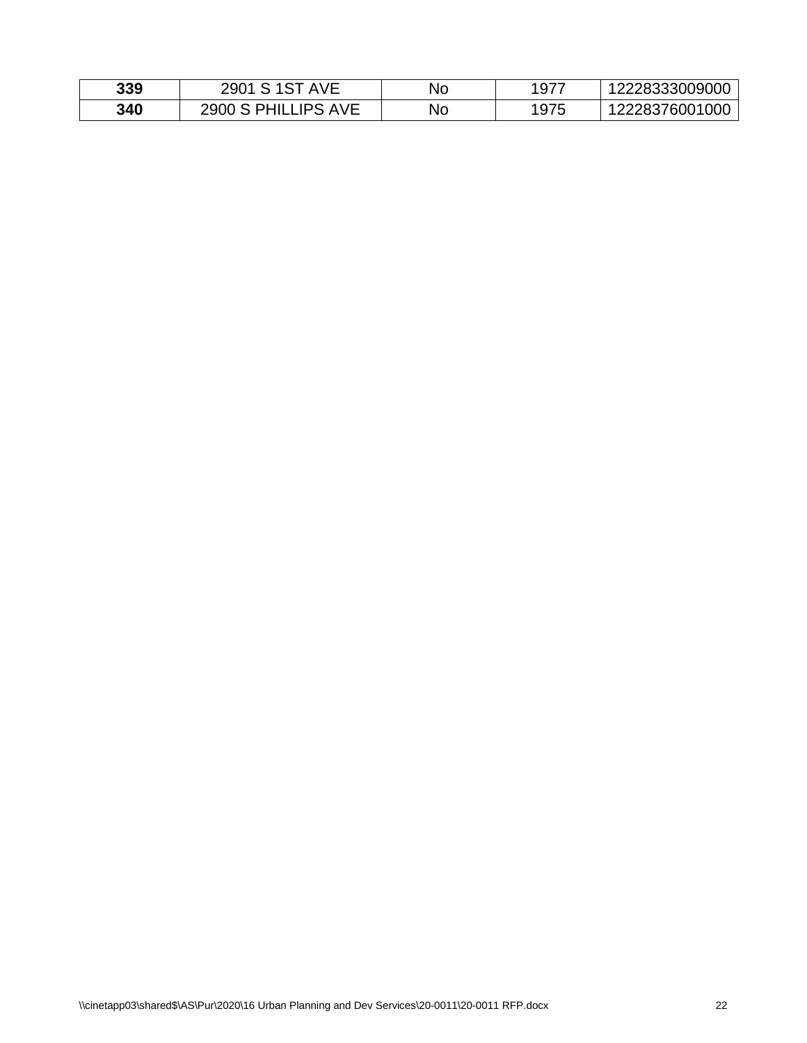| | | | | |
|---|---|---|---|---|
| **339** | 2901 S 1ST AVE | No | 1977 | 12228333009000 |
| **340** | 2900 S PHILLIPS AVE | No | 1975 | 12228376001000 |